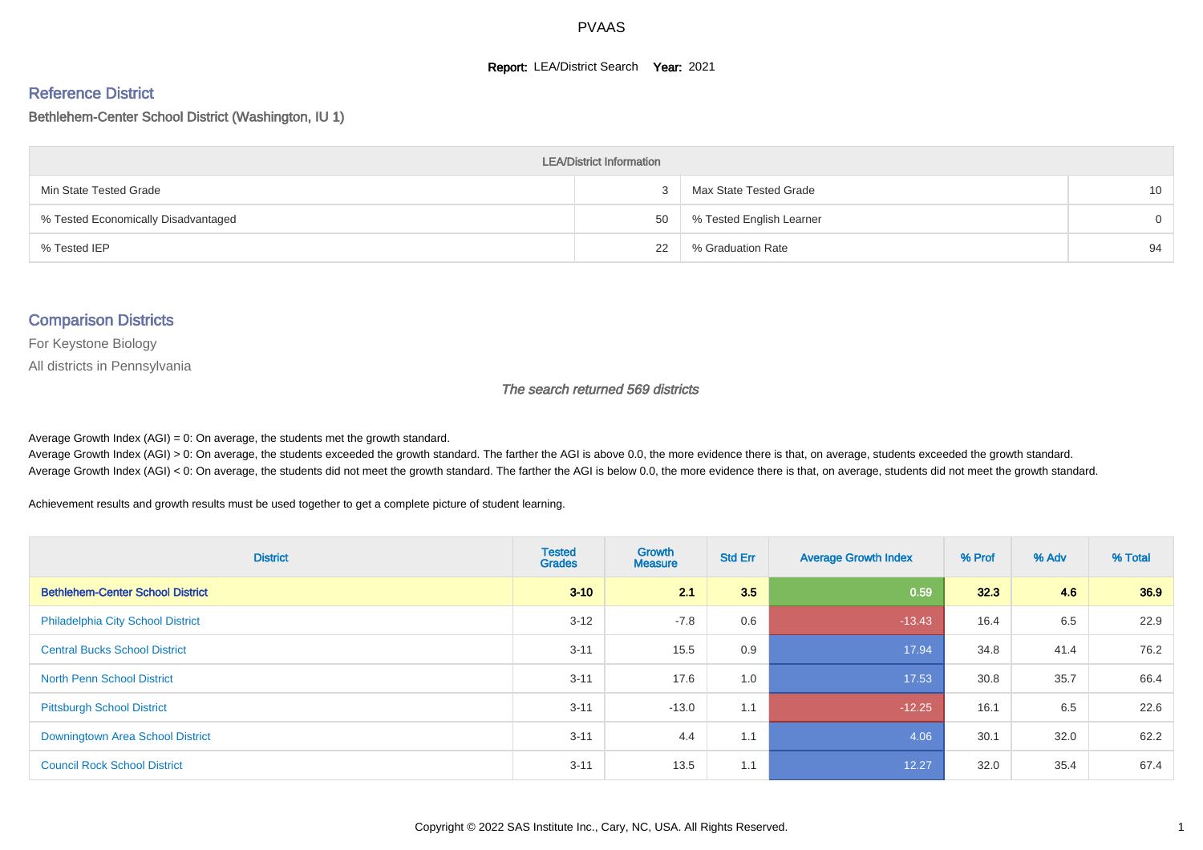# PVAAS

**Report:** LEA/District Search **Year:** 2021

## Reference District

Bethlehem-Center School District (Washington, IU 1)

| LEA/District Information | | | |
| --- | --- | --- | --- |
| Min State Tested Grade | 3 | Max State Tested Grade | 10 |
| % Tested Economically Disadvantaged | 50 | % Tested English Learner | 0 |
| % Tested IEP | 22 | % Graduation Rate | 94 |

## Comparison Districts

For Keystone Biology

All districts in Pennsylvania

*The search returned 569 districts*

Average Growth Index (AGI) = 0: On average, the students met the growth standard.
Average Growth Index (AGI) > 0: On average, the students exceeded the growth standard. The farther the AGI is above 0.0, the more evidence there is that, on average, students exceeded the growth standard.
Average Growth Index (AGI) < 0: On average, the students did not meet the growth standard. The farther the AGI is below 0.0, the more evidence there is that, on average, students did not meet the growth standard.

Achievement results and growth results must be used together to get a complete picture of student learning.

| District | Tested Grades | Growth Measure | Std Err | Average Growth Index | % Prof | % Adv | % Total |
| --- | --- | --- | --- | --- | --- | --- | --- |
| **Bethlehem-Center School District** | **3-10** | **2.1** | **3.5** | **0.59** | **32.3** | **4.6** | **36.9** |
| Philadelphia City School District | 3-12 | -7.8 | 0.6 | -13.43 | 16.4 | 6.5 | 22.9 |
| Central Bucks School District | 3-11 | 15.5 | 0.9 | 17.94 | 34.8 | 41.4 | 76.2 |
| North Penn School District | 3-11 | 17.6 | 1.0 | 17.53 | 30.8 | 35.7 | 66.4 |
| Pittsburgh School District | 3-11 | -13.0 | 1.1 | -12.25 | 16.1 | 6.5 | 22.6 |
| Downingtown Area School District | 3-11 | 4.4 | 1.1 | 4.06 | 30.1 | 32.0 | 62.2 |
| Council Rock School District | 3-11 | 13.5 | 1.1 | 12.27 | 32.0 | 35.4 | 67.4 |

Copyright © 2022 SAS Institute Inc., Cary, NC, USA. All Rights Reserved.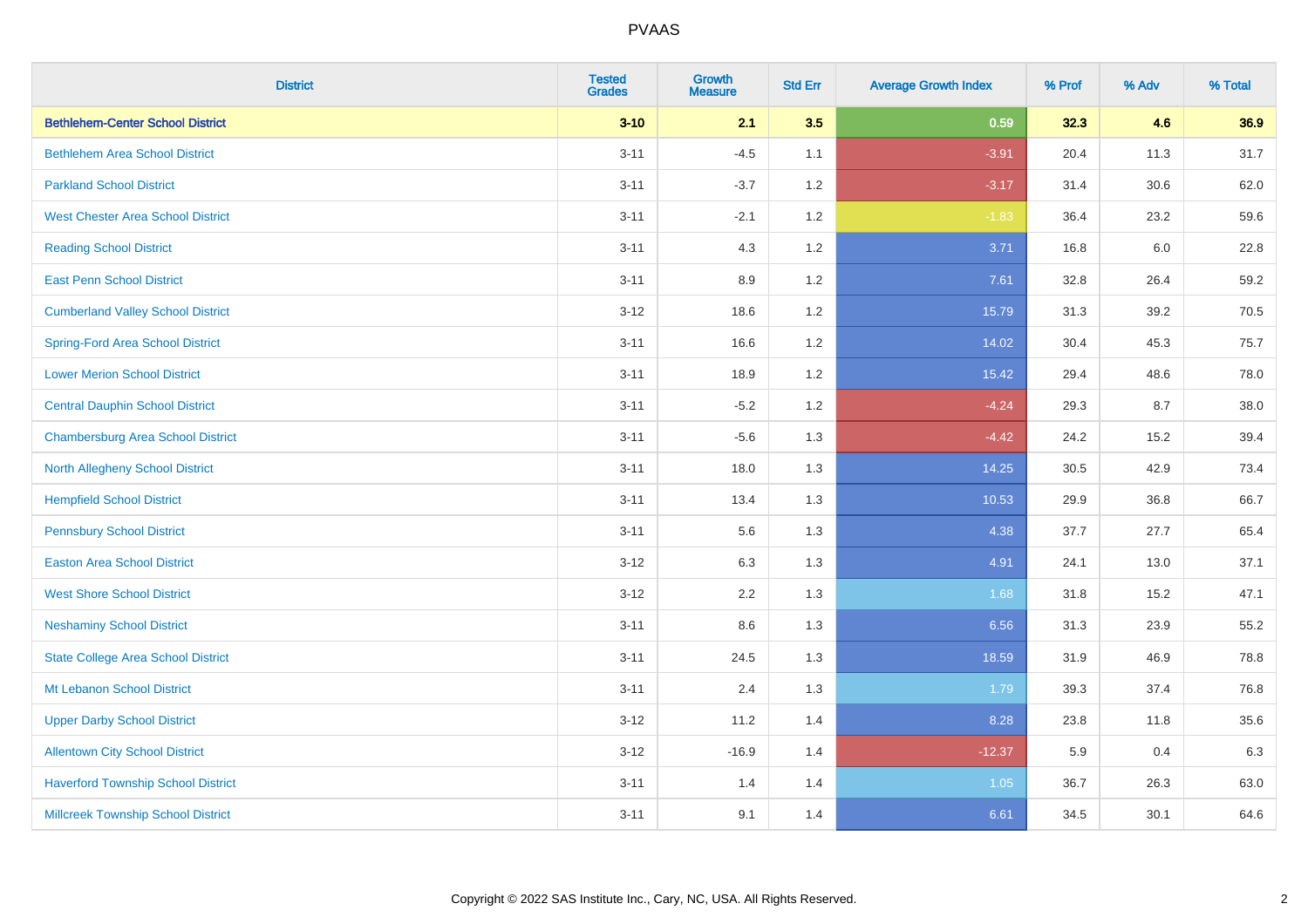| District | Tested Grades | Growth Measure | Std Err | Average Growth Index | % Prof | % Adv | % Total |
|---|---|---|---|---|---|---|---|
| **Bethlehem-Center School District** | **3-10** | **2.1** | **3.5** | **0.59** | **32.3** | **4.6** | **36.9** |
| Bethlehem Area School District | 3-11 | -4.5 | 1.1 | -3.91 | 20.4 | 11.3 | 31.7 |
| Parkland School District | 3-11 | -3.7 | 1.2 | -3.17 | 31.4 | 30.6 | 62.0 |
| West Chester Area School District | 3-11 | -2.1 | 1.2 | -1.83 | 36.4 | 23.2 | 59.6 |
| Reading School District | 3-11 | 4.3 | 1.2 | 3.71 | 16.8 | 6.0 | 22.8 |
| East Penn School District | 3-11 | 8.9 | 1.2 | 7.61 | 32.8 | 26.4 | 59.2 |
| Cumberland Valley School District | 3-12 | 18.6 | 1.2 | 15.79 | 31.3 | 39.2 | 70.5 |
| Spring-Ford Area School District | 3-11 | 16.6 | 1.2 | 14.02 | 30.4 | 45.3 | 75.7 |
| Lower Merion School District | 3-11 | 18.9 | 1.2 | 15.42 | 29.4 | 48.6 | 78.0 |
| Central Dauphin School District | 3-11 | -5.2 | 1.2 | -4.24 | 29.3 | 8.7 | 38.0 |
| Chambersburg Area School District | 3-11 | -5.6 | 1.3 | -4.42 | 24.2 | 15.2 | 39.4 |
| North Allegheny School District | 3-11 | 18.0 | 1.3 | 14.25 | 30.5 | 42.9 | 73.4 |
| Hempfield School District | 3-11 | 13.4 | 1.3 | 10.53 | 29.9 | 36.8 | 66.7 |
| Pennsbury School District | 3-11 | 5.6 | 1.3 | 4.38 | 37.7 | 27.7 | 65.4 |
| Easton Area School District | 3-12 | 6.3 | 1.3 | 4.91 | 24.1 | 13.0 | 37.1 |
| West Shore School District | 3-12 | 2.2 | 1.3 | 1.68 | 31.8 | 15.2 | 47.1 |
| Neshaminy School District | 3-11 | 8.6 | 1.3 | 6.56 | 31.3 | 23.9 | 55.2 |
| State College Area School District | 3-11 | 24.5 | 1.3 | 18.59 | 31.9 | 46.9 | 78.8 |
| Mt Lebanon School District | 3-11 | 2.4 | 1.3 | 1.79 | 39.3 | 37.4 | 76.8 |
| Upper Darby School District | 3-12 | 11.2 | 1.4 | 8.28 | 23.8 | 11.8 | 35.6 |
| Allentown City School District | 3-12 | -16.9 | 1.4 | -12.37 | 5.9 | 0.4 | 6.3 |
| Haverford Township School District | 3-11 | 1.4 | 1.4 | 1.05 | 36.7 | 26.3 | 63.0 |
| Millcreek Township School District | 3-11 | 9.1 | 1.4 | 6.61 | 34.5 | 30.1 | 64.6 |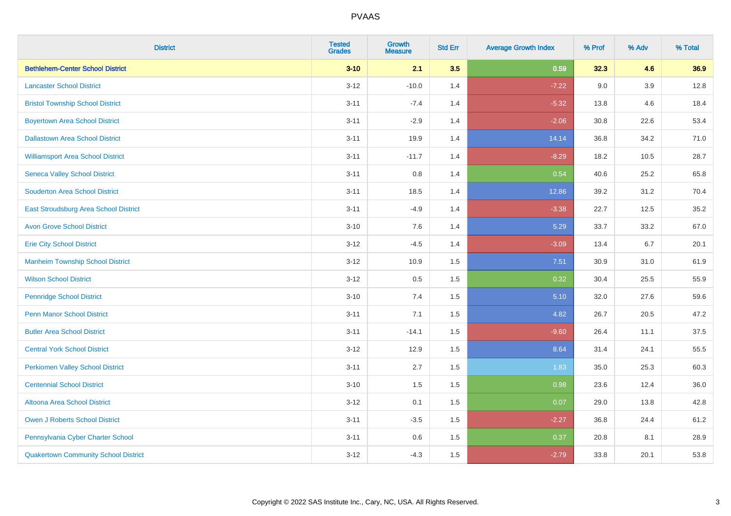# PVAAS

| District | Tested Grades | Growth Measure | Std Err | Average Growth Index | % Prof | % Adv | % Total |
|---|---|---|---|---|---|---|---|
| **Bethlehem-Center School District** | **3-10** | **2.1** | **3.5** | **0.59** | **32.3** | **4.6** | **36.9** |
| Lancaster School District | 3-12 | -10.0 | 1.4 | -7.22 | 9.0 | 3.9 | 12.8 |
| Bristol Township School District | 3-11 | -7.4 | 1.4 | -5.32 | 13.8 | 4.6 | 18.4 |
| Boyertown Area School District | 3-11 | -2.9 | 1.4 | -2.06 | 30.8 | 22.6 | 53.4 |
| Dallastown Area School District | 3-11 | 19.9 | 1.4 | 14.14 | 36.8 | 34.2 | 71.0 |
| Williamsport Area School District | 3-11 | -11.7 | 1.4 | -8.29 | 18.2 | 10.5 | 28.7 |
| Seneca Valley School District | 3-11 | 0.8 | 1.4 | 0.54 | 40.6 | 25.2 | 65.8 |
| Souderton Area School District | 3-11 | 18.5 | 1.4 | 12.86 | 39.2 | 31.2 | 70.4 |
| East Stroudsburg Area School District | 3-11 | -4.9 | 1.4 | -3.38 | 22.7 | 12.5 | 35.2 |
| Avon Grove School District | 3-10 | 7.6 | 1.4 | 5.29 | 33.7 | 33.2 | 67.0 |
| Erie City School District | 3-12 | -4.5 | 1.4 | -3.09 | 13.4 | 6.7 | 20.1 |
| Manheim Township School District | 3-12 | 10.9 | 1.5 | 7.51 | 30.9 | 31.0 | 61.9 |
| Wilson School District | 3-12 | 0.5 | 1.5 | 0.32 | 30.4 | 25.5 | 55.9 |
| Pennridge School District | 3-10 | 7.4 | 1.5 | 5.10 | 32.0 | 27.6 | 59.6 |
| Penn Manor School District | 3-11 | 7.1 | 1.5 | 4.82 | 26.7 | 20.5 | 47.2 |
| Butler Area School District | 3-11 | -14.1 | 1.5 | -9.60 | 26.4 | 11.1 | 37.5 |
| Central York School District | 3-12 | 12.9 | 1.5 | 8.64 | 31.4 | 24.1 | 55.5 |
| Perkiomen Valley School District | 3-11 | 2.7 | 1.5 | 1.83 | 35.0 | 25.3 | 60.3 |
| Centennial School District | 3-10 | 1.5 | 1.5 | 0.98 | 23.6 | 12.4 | 36.0 |
| Altoona Area School District | 3-12 | 0.1 | 1.5 | 0.07 | 29.0 | 13.8 | 42.8 |
| Owen J Roberts School District | 3-11 | -3.5 | 1.5 | -2.27 | 36.8 | 24.4 | 61.2 |
| Pennsylvania Cyber Charter School | 3-11 | 0.6 | 1.5 | 0.37 | 20.8 | 8.1 | 28.9 |
| Quakertown Community School District | 3-12 | -4.3 | 1.5 | -2.79 | 33.8 | 20.1 | 53.8 |

Copyright © 2022 SAS Institute Inc., Cary, NC, USA. All Rights Reserved.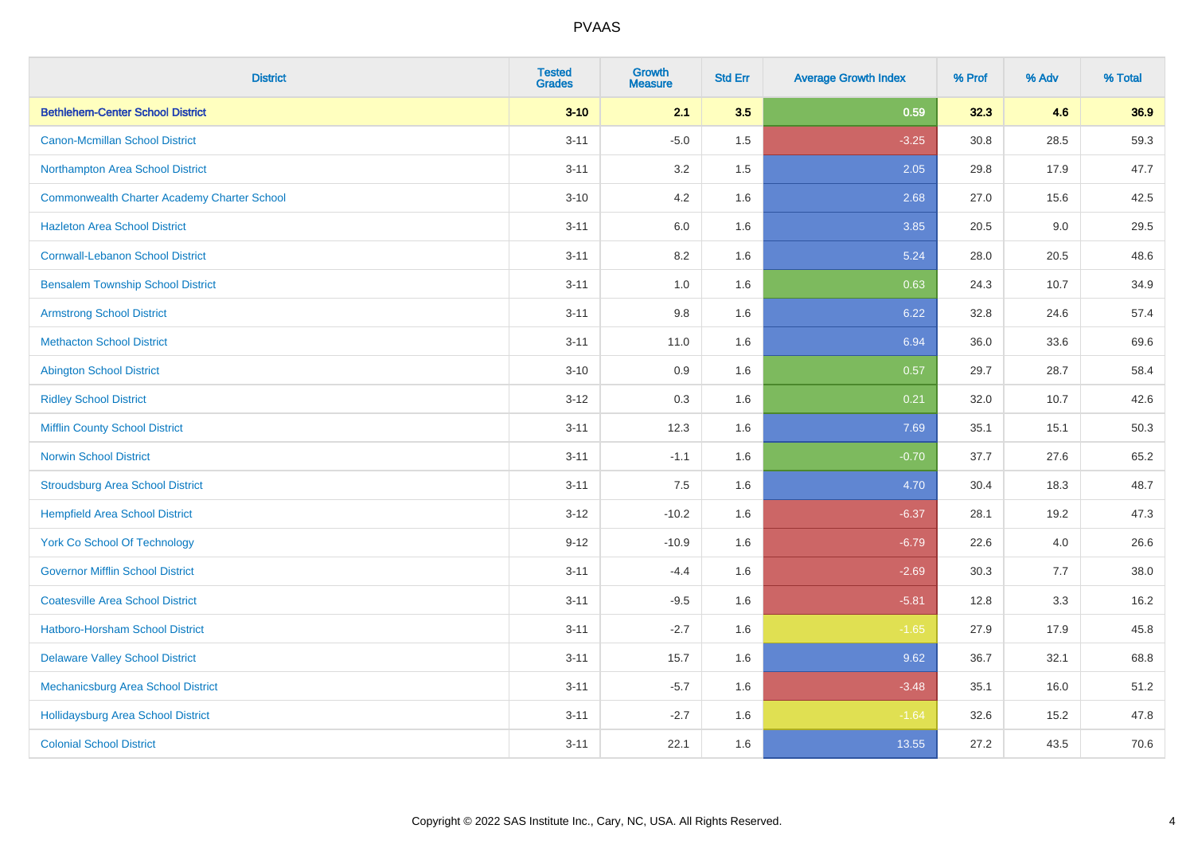| District | Tested Grades | Growth Measure | Std Err | Average Growth Index | % Prof | % Adv | % Total |
|---|---|---|---|---|---|---|---|
| **Bethlehem-Center School District** | **3-10** | **2.1** | **3.5** | **0.59** | **32.3** | **4.6** | **36.9** |
| Canon-Mcmillan School District | 3-11 | -5.0 | 1.5 | -3.25 | 30.8 | 28.5 | 59.3 |
| Northampton Area School District | 3-11 | 3.2 | 1.5 | 2.05 | 29.8 | 17.9 | 47.7 |
| Commonwealth Charter Academy Charter School | 3-10 | 4.2 | 1.6 | 2.68 | 27.0 | 15.6 | 42.5 |
| Hazleton Area School District | 3-11 | 6.0 | 1.6 | 3.85 | 20.5 | 9.0 | 29.5 |
| Cornwall-Lebanon School District | 3-11 | 8.2 | 1.6 | 5.24 | 28.0 | 20.5 | 48.6 |
| Bensalem Township School District | 3-11 | 1.0 | 1.6 | 0.63 | 24.3 | 10.7 | 34.9 |
| Armstrong School District | 3-11 | 9.8 | 1.6 | 6.22 | 32.8 | 24.6 | 57.4 |
| Methacton School District | 3-11 | 11.0 | 1.6 | 6.94 | 36.0 | 33.6 | 69.6 |
| Abington School District | 3-10 | 0.9 | 1.6 | 0.57 | 29.7 | 28.7 | 58.4 |
| Ridley School District | 3-12 | 0.3 | 1.6 | 0.21 | 32.0 | 10.7 | 42.6 |
| Mifflin County School District | 3-11 | 12.3 | 1.6 | 7.69 | 35.1 | 15.1 | 50.3 |
| Norwin School District | 3-11 | -1.1 | 1.6 | -0.70 | 37.7 | 27.6 | 65.2 |
| Stroudsburg Area School District | 3-11 | 7.5 | 1.6 | 4.70 | 30.4 | 18.3 | 48.7 |
| Hempfield Area School District | 3-12 | -10.2 | 1.6 | -6.37 | 28.1 | 19.2 | 47.3 |
| York Co School Of Technology | 9-12 | -10.9 | 1.6 | -6.79 | 22.6 | 4.0 | 26.6 |
| Governor Mifflin School District | 3-11 | -4.4 | 1.6 | -2.69 | 30.3 | 7.7 | 38.0 |
| Coatesville Area School District | 3-11 | -9.5 | 1.6 | -5.81 | 12.8 | 3.3 | 16.2 |
| Hatboro-Horsham School District | 3-11 | -2.7 | 1.6 | -1.65 | 27.9 | 17.9 | 45.8 |
| Delaware Valley School District | 3-11 | 15.7 | 1.6 | 9.62 | 36.7 | 32.1 | 68.8 |
| Mechanicsburg Area School District | 3-11 | -5.7 | 1.6 | -3.48 | 35.1 | 16.0 | 51.2 |
| Hollidaysburg Area School District | 3-11 | -2.7 | 1.6 | -1.64 | 32.6 | 15.2 | 47.8 |
| Colonial School District | 3-11 | 22.1 | 1.6 | 13.55 | 27.2 | 43.5 | 70.6 |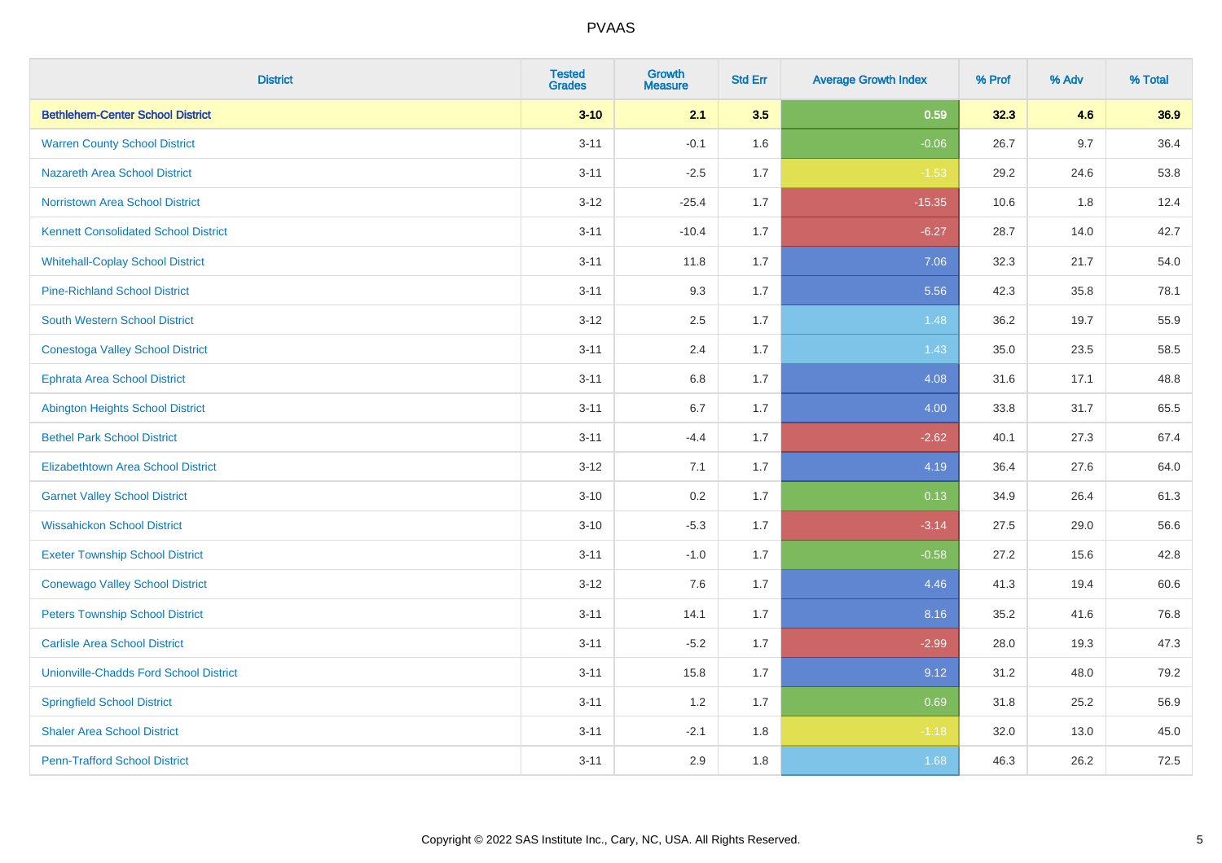| District | Tested Grades | Growth Measure | Std Err | Average Growth Index | % Prof | % Adv | % Total |
|---|---|---|---|---|---|---|---|
| **Bethlehem-Center School District** | **3-10** | **2.1** | **3.5** | **0.59** | **32.3** | **4.6** | **36.9** |
| Warren County School District | 3-11 | -0.1 | 1.6 | -0.06 | 26.7 | 9.7 | 36.4 |
| Nazareth Area School District | 3-11 | -2.5 | 1.7 | -1.53 | 29.2 | 24.6 | 53.8 |
| Norristown Area School District | 3-12 | -25.4 | 1.7 | -15.35 | 10.6 | 1.8 | 12.4 |
| Kennett Consolidated School District | 3-11 | -10.4 | 1.7 | -6.27 | 28.7 | 14.0 | 42.7 |
| Whitehall-Coplay School District | 3-11 | 11.8 | 1.7 | 7.06 | 32.3 | 21.7 | 54.0 |
| Pine-Richland School District | 3-11 | 9.3 | 1.7 | 5.56 | 42.3 | 35.8 | 78.1 |
| South Western School District | 3-12 | 2.5 | 1.7 | 1.48 | 36.2 | 19.7 | 55.9 |
| Conestoga Valley School District | 3-11 | 2.4 | 1.7 | 1.43 | 35.0 | 23.5 | 58.5 |
| Ephrata Area School District | 3-11 | 6.8 | 1.7 | 4.08 | 31.6 | 17.1 | 48.8 |
| Abington Heights School District | 3-11 | 6.7 | 1.7 | 4.00 | 33.8 | 31.7 | 65.5 |
| Bethel Park School District | 3-11 | -4.4 | 1.7 | -2.62 | 40.1 | 27.3 | 67.4 |
| Elizabethtown Area School District | 3-12 | 7.1 | 1.7 | 4.19 | 36.4 | 27.6 | 64.0 |
| Garnet Valley School District | 3-10 | 0.2 | 1.7 | 0.13 | 34.9 | 26.4 | 61.3 |
| Wissahickon School District | 3-10 | -5.3 | 1.7 | -3.14 | 27.5 | 29.0 | 56.6 |
| Exeter Township School District | 3-11 | -1.0 | 1.7 | -0.58 | 27.2 | 15.6 | 42.8 |
| Conewago Valley School District | 3-12 | 7.6 | 1.7 | 4.46 | 41.3 | 19.4 | 60.6 |
| Peters Township School District | 3-11 | 14.1 | 1.7 | 8.16 | 35.2 | 41.6 | 76.8 |
| Carlisle Area School District | 3-11 | -5.2 | 1.7 | -2.99 | 28.0 | 19.3 | 47.3 |
| Unionville-Chadds Ford School District | 3-11 | 15.8 | 1.7 | 9.12 | 31.2 | 48.0 | 79.2 |
| Springfield School District | 3-11 | 1.2 | 1.7 | 0.69 | 31.8 | 25.2 | 56.9 |
| Shaler Area School District | 3-11 | -2.1 | 1.8 | -1.18 | 32.0 | 13.0 | 45.0 |
| Penn-Trafford School District | 3-11 | 2.9 | 1.8 | 1.68 | 46.3 | 26.2 | 72.5 |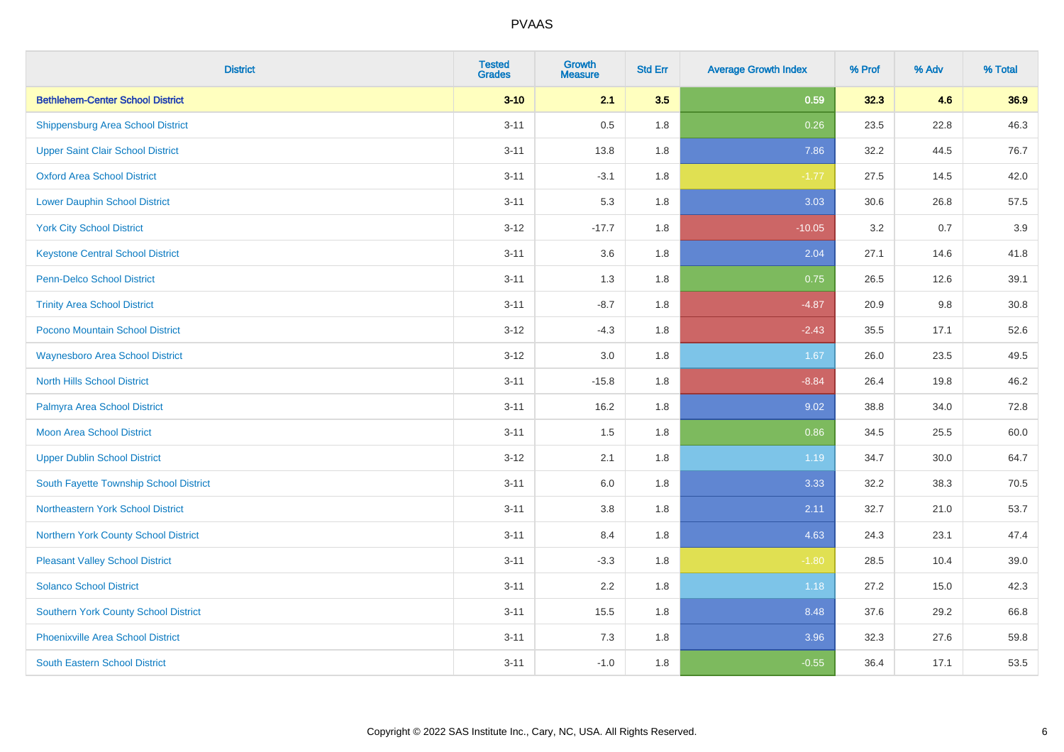# PVAAS

| District | Tested Grades | Growth Measure | Std Err | Average Growth Index | % Prof | % Adv | % Total |
|---|---|---|---|---|---|---|---|
| **Bethlehem-Center School District** | **3-10** | **2.1** | **3.5** | **0.59** | **32.3** | **4.6** | **36.9** |
| Shippensburg Area School District | 3-11 | 0.5 | 1.8 | 0.26 | 23.5 | 22.8 | 46.3 |
| Upper Saint Clair School District | 3-11 | 13.8 | 1.8 | 7.86 | 32.2 | 44.5 | 76.7 |
| Oxford Area School District | 3-11 | -3.1 | 1.8 | -1.77 | 27.5 | 14.5 | 42.0 |
| Lower Dauphin School District | 3-11 | 5.3 | 1.8 | 3.03 | 30.6 | 26.8 | 57.5 |
| York City School District | 3-12 | -17.7 | 1.8 | -10.05 | 3.2 | 0.7 | 3.9 |
| Keystone Central School District | 3-11 | 3.6 | 1.8 | 2.04 | 27.1 | 14.6 | 41.8 |
| Penn-Delco School District | 3-11 | 1.3 | 1.8 | 0.75 | 26.5 | 12.6 | 39.1 |
| Trinity Area School District | 3-11 | -8.7 | 1.8 | -4.87 | 20.9 | 9.8 | 30.8 |
| Pocono Mountain School District | 3-12 | -4.3 | 1.8 | -2.43 | 35.5 | 17.1 | 52.6 |
| Waynesboro Area School District | 3-12 | 3.0 | 1.8 | 1.67 | 26.0 | 23.5 | 49.5 |
| North Hills School District | 3-11 | -15.8 | 1.8 | -8.84 | 26.4 | 19.8 | 46.2 |
| Palmyra Area School District | 3-11 | 16.2 | 1.8 | 9.02 | 38.8 | 34.0 | 72.8 |
| Moon Area School District | 3-11 | 1.5 | 1.8 | 0.86 | 34.5 | 25.5 | 60.0 |
| Upper Dublin School District | 3-12 | 2.1 | 1.8 | 1.19 | 34.7 | 30.0 | 64.7 |
| South Fayette Township School District | 3-11 | 6.0 | 1.8 | 3.33 | 32.2 | 38.3 | 70.5 |
| Northeastern York School District | 3-11 | 3.8 | 1.8 | 2.11 | 32.7 | 21.0 | 53.7 |
| Northern York County School District | 3-11 | 8.4 | 1.8 | 4.63 | 24.3 | 23.1 | 47.4 |
| Pleasant Valley School District | 3-11 | -3.3 | 1.8 | -1.80 | 28.5 | 10.4 | 39.0 |
| Solanco School District | 3-11 | 2.2 | 1.8 | 1.18 | 27.2 | 15.0 | 42.3 |
| Southern York County School District | 3-11 | 15.5 | 1.8 | 8.48 | 37.6 | 29.2 | 66.8 |
| Phoenixville Area School District | 3-11 | 7.3 | 1.8 | 3.96 | 32.3 | 27.6 | 59.8 |
| South Eastern School District | 3-11 | -1.0 | 1.8 | -0.55 | 36.4 | 17.1 | 53.5 |

Copyright © 2022 SAS Institute Inc., Cary, NC, USA. All Rights Reserved.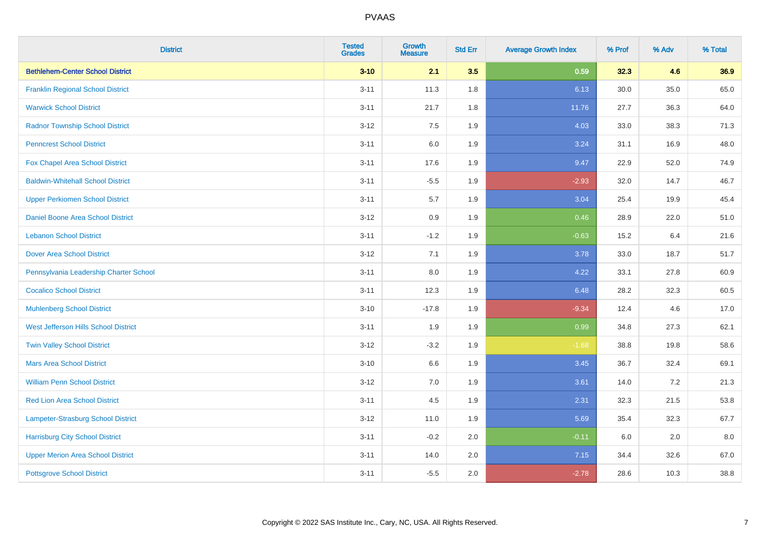| District | Tested Grades | Growth Measure | Std Err | Average Growth Index | % Prof | % Adv | % Total |
|---|---|---|---|---|---|---|---|
| **Bethlehem-Center School District** | **3-10** | **2.1** | **3.5** | **0.59** | **32.3** | **4.6** | **36.9** |
| Franklin Regional School District | 3-11 | 11.3 | 1.8 | 6.13 | 30.0 | 35.0 | 65.0 |
| Warwick School District | 3-11 | 21.7 | 1.8 | 11.76 | 27.7 | 36.3 | 64.0 |
| Radnor Township School District | 3-12 | 7.5 | 1.9 | 4.03 | 33.0 | 38.3 | 71.3 |
| Penncrest School District | 3-11 | 6.0 | 1.9 | 3.24 | 31.1 | 16.9 | 48.0 |
| Fox Chapel Area School District | 3-11 | 17.6 | 1.9 | 9.47 | 22.9 | 52.0 | 74.9 |
| Baldwin-Whitehall School District | 3-11 | -5.5 | 1.9 | -2.93 | 32.0 | 14.7 | 46.7 |
| Upper Perkiomen School District | 3-11 | 5.7 | 1.9 | 3.04 | 25.4 | 19.9 | 45.4 |
| Daniel Boone Area School District | 3-12 | 0.9 | 1.9 | 0.46 | 28.9 | 22.0 | 51.0 |
| Lebanon School District | 3-11 | -1.2 | 1.9 | -0.63 | 15.2 | 6.4 | 21.6 |
| Dover Area School District | 3-12 | 7.1 | 1.9 | 3.78 | 33.0 | 18.7 | 51.7 |
| Pennsylvania Leadership Charter School | 3-11 | 8.0 | 1.9 | 4.22 | 33.1 | 27.8 | 60.9 |
| Cocalico School District | 3-11 | 12.3 | 1.9 | 6.48 | 28.2 | 32.3 | 60.5 |
| Muhlenberg School District | 3-10 | -17.8 | 1.9 | -9.34 | 12.4 | 4.6 | 17.0 |
| West Jefferson Hills School District | 3-11 | 1.9 | 1.9 | 0.99 | 34.8 | 27.3 | 62.1 |
| Twin Valley School District | 3-12 | -3.2 | 1.9 | -1.68 | 38.8 | 19.8 | 58.6 |
| Mars Area School District | 3-10 | 6.6 | 1.9 | 3.45 | 36.7 | 32.4 | 69.1 |
| William Penn School District | 3-12 | 7.0 | 1.9 | 3.61 | 14.0 | 7.2 | 21.3 |
| Red Lion Area School District | 3-11 | 4.5 | 1.9 | 2.31 | 32.3 | 21.5 | 53.8 |
| Lampeter-Strasburg School District | 3-12 | 11.0 | 1.9 | 5.69 | 35.4 | 32.3 | 67.7 |
| Harrisburg City School District | 3-11 | -0.2 | 2.0 | -0.11 | 6.0 | 2.0 | 8.0 |
| Upper Merion Area School District | 3-11 | 14.0 | 2.0 | 7.15 | 34.4 | 32.6 | 67.0 |
| Pottsgrove School District | 3-11 | -5.5 | 2.0 | -2.78 | 28.6 | 10.3 | 38.8 |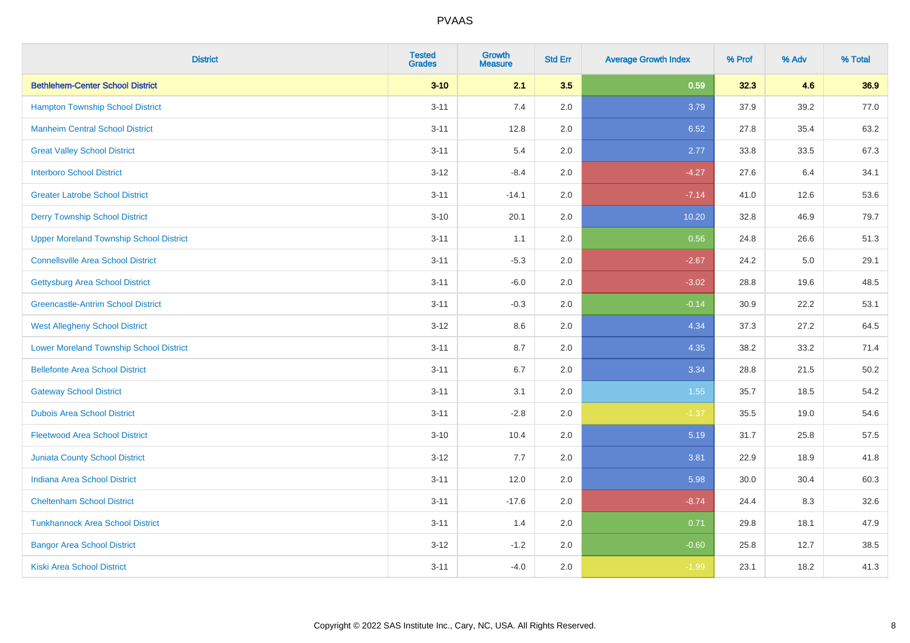| District | Tested Grades | Growth Measure | Std Err | Average Growth Index | % Prof | % Adv | % Total |
|---|---|---|---|---|---|---|---|
| **Bethlehem-Center School District** | **3-10** | **2.1** | **3.5** | **0.59** | **32.3** | **4.6** | **36.9** |
| Hampton Township School District | 3-11 | 7.4 | 2.0 | 3.79 | 37.9 | 39.2 | 77.0 |
| Manheim Central School District | 3-11 | 12.8 | 2.0 | 6.52 | 27.8 | 35.4 | 63.2 |
| Great Valley School District | 3-11 | 5.4 | 2.0 | 2.77 | 33.8 | 33.5 | 67.3 |
| Interboro School District | 3-12 | -8.4 | 2.0 | -4.27 | 27.6 | 6.4 | 34.1 |
| Greater Latrobe School District | 3-11 | -14.1 | 2.0 | -7.14 | 41.0 | 12.6 | 53.6 |
| Derry Township School District | 3-10 | 20.1 | 2.0 | 10.20 | 32.8 | 46.9 | 79.7 |
| Upper Moreland Township School District | 3-11 | 1.1 | 2.0 | 0.56 | 24.8 | 26.6 | 51.3 |
| Connellsville Area School District | 3-11 | -5.3 | 2.0 | -2.67 | 24.2 | 5.0 | 29.1 |
| Gettysburg Area School District | 3-11 | -6.0 | 2.0 | -3.02 | 28.8 | 19.6 | 48.5 |
| Greencastle-Antrim School District | 3-11 | -0.3 | 2.0 | -0.14 | 30.9 | 22.2 | 53.1 |
| West Allegheny School District | 3-12 | 8.6 | 2.0 | 4.34 | 37.3 | 27.2 | 64.5 |
| Lower Moreland Township School District | 3-11 | 8.7 | 2.0 | 4.35 | 38.2 | 33.2 | 71.4 |
| Bellefonte Area School District | 3-11 | 6.7 | 2.0 | 3.34 | 28.8 | 21.5 | 50.2 |
| Gateway School District | 3-11 | 3.1 | 2.0 | 1.55 | 35.7 | 18.5 | 54.2 |
| Dubois Area School District | 3-11 | -2.8 | 2.0 | -1.37 | 35.5 | 19.0 | 54.6 |
| Fleetwood Area School District | 3-10 | 10.4 | 2.0 | 5.19 | 31.7 | 25.8 | 57.5 |
| Juniata County School District | 3-12 | 7.7 | 2.0 | 3.81 | 22.9 | 18.9 | 41.8 |
| Indiana Area School District | 3-11 | 12.0 | 2.0 | 5.98 | 30.0 | 30.4 | 60.3 |
| Cheltenham School District | 3-11 | -17.6 | 2.0 | -8.74 | 24.4 | 8.3 | 32.6 |
| Tunkhannock Area School District | 3-11 | 1.4 | 2.0 | 0.71 | 29.8 | 18.1 | 47.9 |
| Bangor Area School District | 3-12 | -1.2 | 2.0 | -0.60 | 25.8 | 12.7 | 38.5 |
| Kiski Area School District | 3-11 | -4.0 | 2.0 | -1.99 | 23.1 | 18.2 | 41.3 |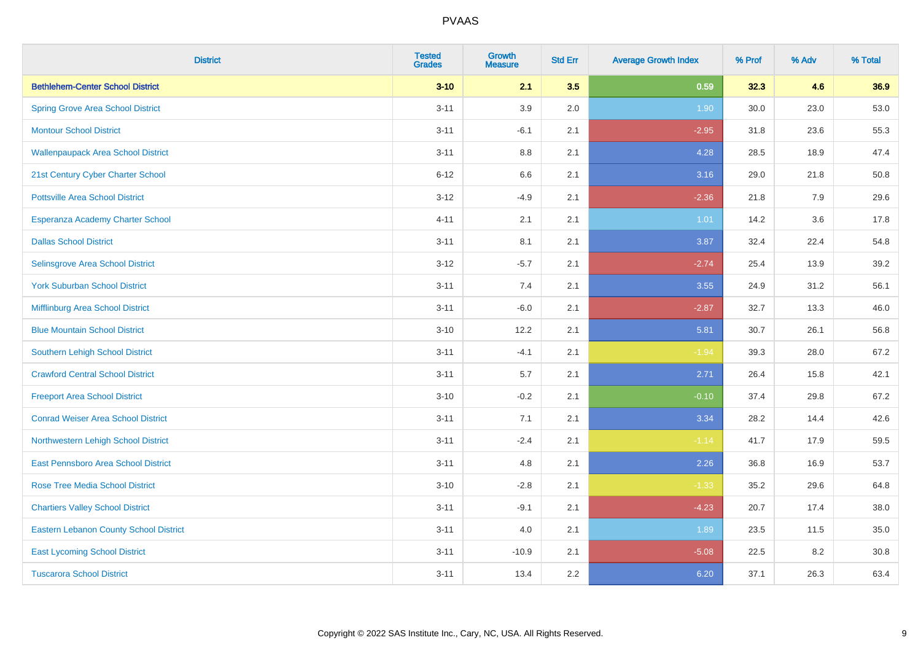# PVAAS

| District | Tested Grades | Growth Measure | Std Err | Average Growth Index | % Prof | % Adv | % Total |
|---|---|---|---|---|---|---|---|
| **Bethlehem-Center School District** | **3-10** | **2.1** | **3.5** | **0.59** | **32.3** | **4.6** | **36.9** |
| Spring Grove Area School District | 3-11 | 3.9 | 2.0 | 1.90 | 30.0 | 23.0 | 53.0 |
| Montour School District | 3-11 | -6.1 | 2.1 | -2.95 | 31.8 | 23.6 | 55.3 |
| Wallenpaupack Area School District | 3-11 | 8.8 | 2.1 | 4.28 | 28.5 | 18.9 | 47.4 |
| 21st Century Cyber Charter School | 6-12 | 6.6 | 2.1 | 3.16 | 29.0 | 21.8 | 50.8 |
| Pottsville Area School District | 3-12 | -4.9 | 2.1 | -2.36 | 21.8 | 7.9 | 29.6 |
| Esperanza Academy Charter School | 4-11 | 2.1 | 2.1 | 1.01 | 14.2 | 3.6 | 17.8 |
| Dallas School District | 3-11 | 8.1 | 2.1 | 3.87 | 32.4 | 22.4 | 54.8 |
| Selinsgrove Area School District | 3-12 | -5.7 | 2.1 | -2.74 | 25.4 | 13.9 | 39.2 |
| York Suburban School District | 3-11 | 7.4 | 2.1 | 3.55 | 24.9 | 31.2 | 56.1 |
| Mifflinburg Area School District | 3-11 | -6.0 | 2.1 | -2.87 | 32.7 | 13.3 | 46.0 |
| Blue Mountain School District | 3-10 | 12.2 | 2.1 | 5.81 | 30.7 | 26.1 | 56.8 |
| Southern Lehigh School District | 3-11 | -4.1 | 2.1 | -1.94 | 39.3 | 28.0 | 67.2 |
| Crawford Central School District | 3-11 | 5.7 | 2.1 | 2.71 | 26.4 | 15.8 | 42.1 |
| Freeport Area School District | 3-10 | -0.2 | 2.1 | -0.10 | 37.4 | 29.8 | 67.2 |
| Conrad Weiser Area School District | 3-11 | 7.1 | 2.1 | 3.34 | 28.2 | 14.4 | 42.6 |
| Northwestern Lehigh School District | 3-11 | -2.4 | 2.1 | -1.14 | 41.7 | 17.9 | 59.5 |
| East Pennsboro Area School District | 3-11 | 4.8 | 2.1 | 2.26 | 36.8 | 16.9 | 53.7 |
| Rose Tree Media School District | 3-10 | -2.8 | 2.1 | -1.33 | 35.2 | 29.6 | 64.8 |
| Chartiers Valley School District | 3-11 | -9.1 | 2.1 | -4.23 | 20.7 | 17.4 | 38.0 |
| Eastern Lebanon County School District | 3-11 | 4.0 | 2.1 | 1.89 | 23.5 | 11.5 | 35.0 |
| East Lycoming School District | 3-11 | -10.9 | 2.1 | -5.08 | 22.5 | 8.2 | 30.8 |
| Tuscarora School District | 3-11 | 13.4 | 2.2 | 6.20 | 37.1 | 26.3 | 63.4 |

Copyright © 2022 SAS Institute Inc., Cary, NC, USA. All Rights Reserved.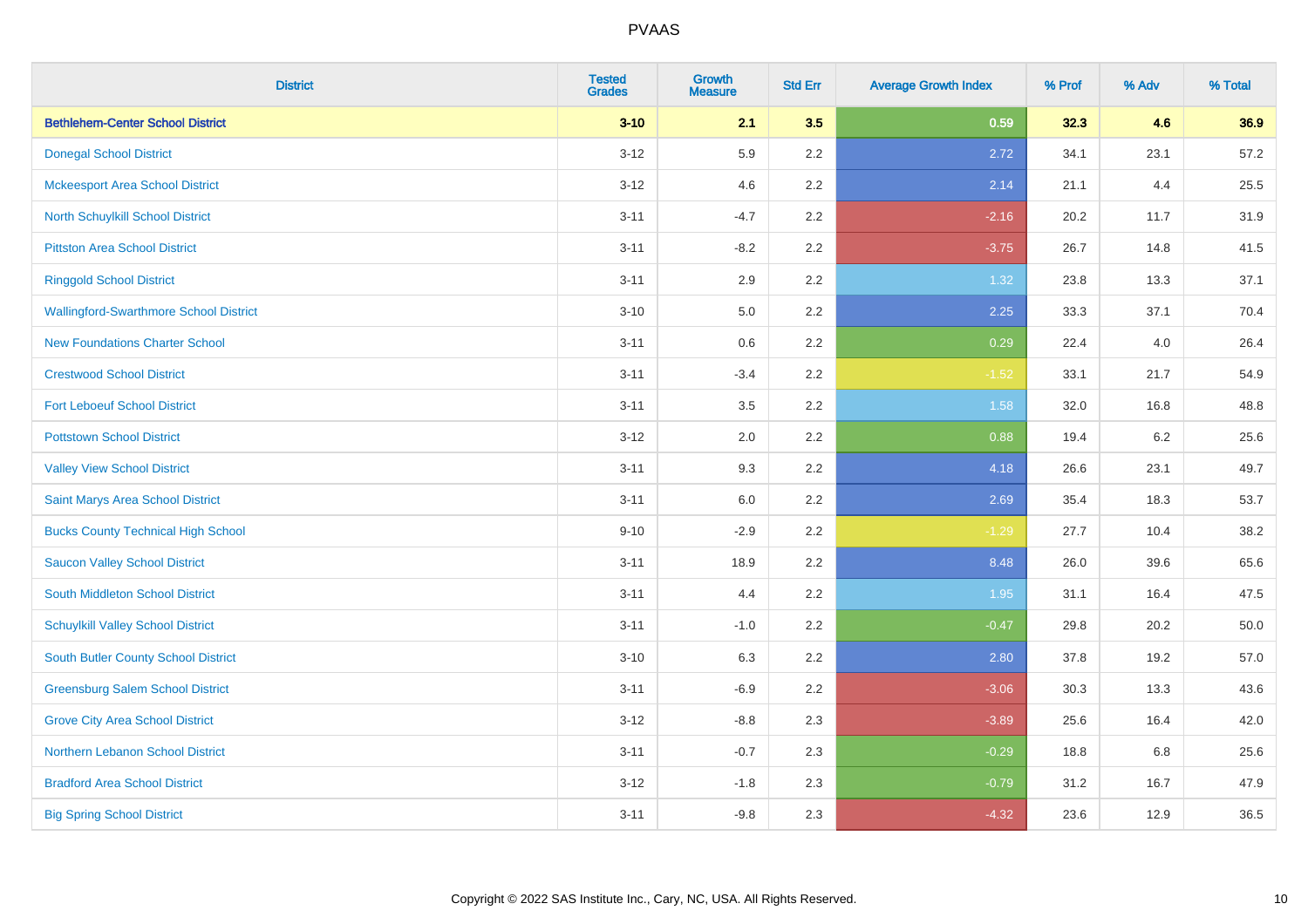# PVAAS

| District | Tested Grades | Growth Measure | Std Err | Average Growth Index | % Prof | % Adv | % Total |
|---|---|---|---|---|---|---|---|
| **Bethlehem-Center School District** | **3-10** | **2.1** | **3.5** | **0.59** | **32.3** | **4.6** | **36.9** |
| Donegal School District | 3-12 | 5.9 | 2.2 | 2.72 | 34.1 | 23.1 | 57.2 |
| Mckeesport Area School District | 3-12 | 4.6 | 2.2 | 2.14 | 21.1 | 4.4 | 25.5 |
| North Schuylkill School District | 3-11 | -4.7 | 2.2 | -2.16 | 20.2 | 11.7 | 31.9 |
| Pittston Area School District | 3-11 | -8.2 | 2.2 | -3.75 | 26.7 | 14.8 | 41.5 |
| Ringgold School District | 3-11 | 2.9 | 2.2 | 1.32 | 23.8 | 13.3 | 37.1 |
| Wallingford-Swarthmore School District | 3-10 | 5.0 | 2.2 | 2.25 | 33.3 | 37.1 | 70.4 |
| New Foundations Charter School | 3-11 | 0.6 | 2.2 | 0.29 | 22.4 | 4.0 | 26.4 |
| Crestwood School District | 3-11 | -3.4 | 2.2 | -1.52 | 33.1 | 21.7 | 54.9 |
| Fort Leboeuf School District | 3-11 | 3.5 | 2.2 | 1.58 | 32.0 | 16.8 | 48.8 |
| Pottstown School District | 3-12 | 2.0 | 2.2 | 0.88 | 19.4 | 6.2 | 25.6 |
| Valley View School District | 3-11 | 9.3 | 2.2 | 4.18 | 26.6 | 23.1 | 49.7 |
| Saint Marys Area School District | 3-11 | 6.0 | 2.2 | 2.69 | 35.4 | 18.3 | 53.7 |
| Bucks County Technical High School | 9-10 | -2.9 | 2.2 | -1.29 | 27.7 | 10.4 | 38.2 |
| Saucon Valley School District | 3-11 | 18.9 | 2.2 | 8.48 | 26.0 | 39.6 | 65.6 |
| South Middleton School District | 3-11 | 4.4 | 2.2 | 1.95 | 31.1 | 16.4 | 47.5 |
| Schuylkill Valley School District | 3-11 | -1.0 | 2.2 | -0.47 | 29.8 | 20.2 | 50.0 |
| South Butler County School District | 3-10 | 6.3 | 2.2 | 2.80 | 37.8 | 19.2 | 57.0 |
| Greensburg Salem School District | 3-11 | -6.9 | 2.2 | -3.06 | 30.3 | 13.3 | 43.6 |
| Grove City Area School District | 3-12 | -8.8 | 2.3 | -3.89 | 25.6 | 16.4 | 42.0 |
| Northern Lebanon School District | 3-11 | -0.7 | 2.3 | -0.29 | 18.8 | 6.8 | 25.6 |
| Bradford Area School District | 3-12 | -1.8 | 2.3 | -0.79 | 31.2 | 16.7 | 47.9 |
| Big Spring School District | 3-11 | -9.8 | 2.3 | -4.32 | 23.6 | 12.9 | 36.5 |

Copyright © 2022 SAS Institute Inc., Cary, NC, USA. All Rights Reserved.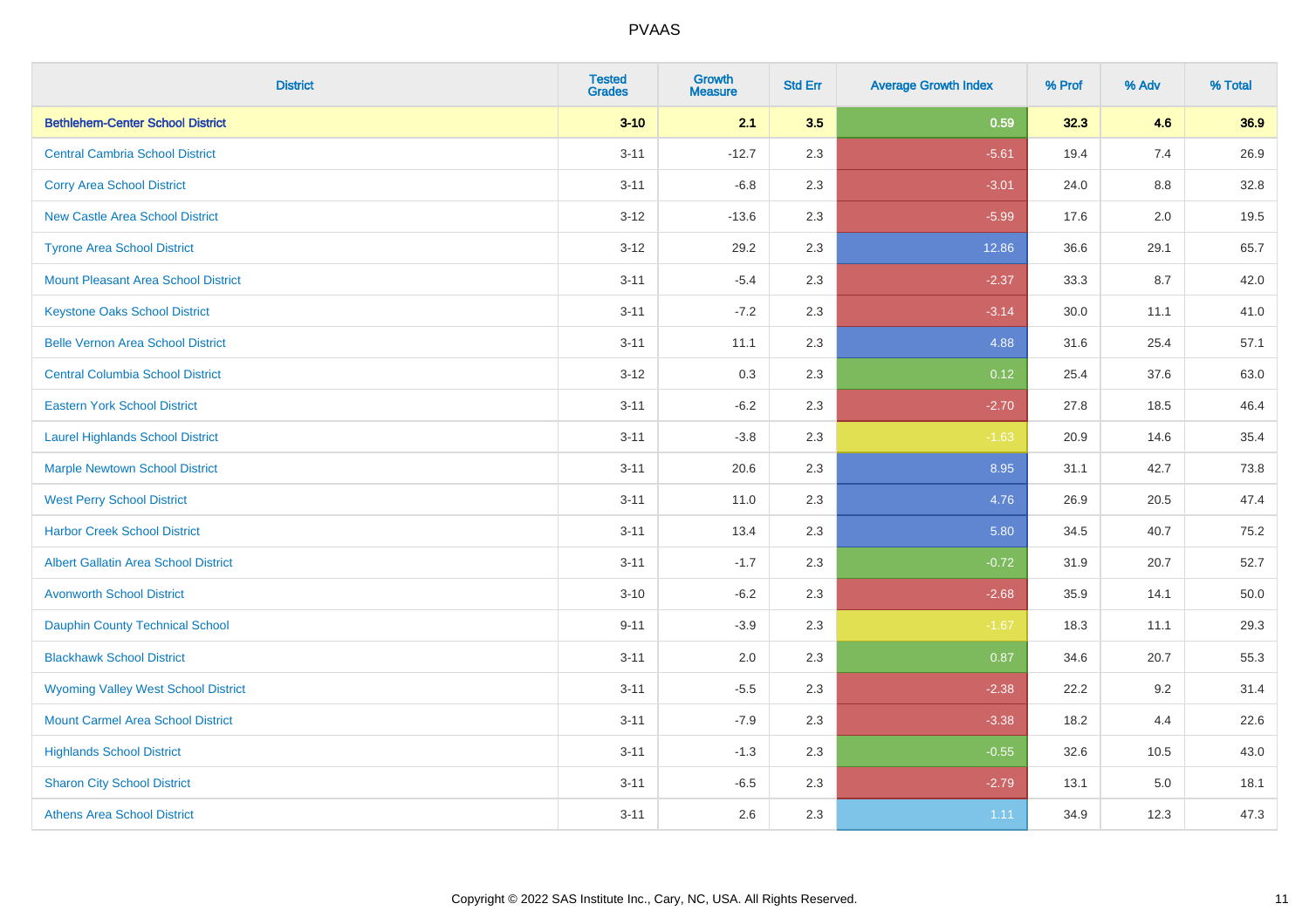| District | Tested Grades | Growth Measure | Std Err | Average Growth Index | % Prof | % Adv | % Total |
|---|---|---|---|---|---|---|---|
| **Bethlehem-Center School District** | **3-10** | **2.1** | **3.5** | **0.59** | **32.3** | **4.6** | **36.9** |
| Central Cambria School District | 3-11 | -12.7 | 2.3 | -5.61 | 19.4 | 7.4 | 26.9 |
| Corry Area School District | 3-11 | -6.8 | 2.3 | -3.01 | 24.0 | 8.8 | 32.8 |
| New Castle Area School District | 3-12 | -13.6 | 2.3 | -5.99 | 17.6 | 2.0 | 19.5 |
| Tyrone Area School District | 3-12 | 29.2 | 2.3 | 12.86 | 36.6 | 29.1 | 65.7 |
| Mount Pleasant Area School District | 3-11 | -5.4 | 2.3 | -2.37 | 33.3 | 8.7 | 42.0 |
| Keystone Oaks School District | 3-11 | -7.2 | 2.3 | -3.14 | 30.0 | 11.1 | 41.0 |
| Belle Vernon Area School District | 3-11 | 11.1 | 2.3 | 4.88 | 31.6 | 25.4 | 57.1 |
| Central Columbia School District | 3-12 | 0.3 | 2.3 | 0.12 | 25.4 | 37.6 | 63.0 |
| Eastern York School District | 3-11 | -6.2 | 2.3 | -2.70 | 27.8 | 18.5 | 46.4 |
| Laurel Highlands School District | 3-11 | -3.8 | 2.3 | -1.63 | 20.9 | 14.6 | 35.4 |
| Marple Newtown School District | 3-11 | 20.6 | 2.3 | 8.95 | 31.1 | 42.7 | 73.8 |
| West Perry School District | 3-11 | 11.0 | 2.3 | 4.76 | 26.9 | 20.5 | 47.4 |
| Harbor Creek School District | 3-11 | 13.4 | 2.3 | 5.80 | 34.5 | 40.7 | 75.2 |
| Albert Gallatin Area School District | 3-11 | -1.7 | 2.3 | -0.72 | 31.9 | 20.7 | 52.7 |
| Avonworth School District | 3-10 | -6.2 | 2.3 | -2.68 | 35.9 | 14.1 | 50.0 |
| Dauphin County Technical School | 9-11 | -3.9 | 2.3 | -1.67 | 18.3 | 11.1 | 29.3 |
| Blackhawk School District | 3-11 | 2.0 | 2.3 | 0.87 | 34.6 | 20.7 | 55.3 |
| Wyoming Valley West School District | 3-11 | -5.5 | 2.3 | -2.38 | 22.2 | 9.2 | 31.4 |
| Mount Carmel Area School District | 3-11 | -7.9 | 2.3 | -3.38 | 18.2 | 4.4 | 22.6 |
| Highlands School District | 3-11 | -1.3 | 2.3 | -0.55 | 32.6 | 10.5 | 43.0 |
| Sharon City School District | 3-11 | -6.5 | 2.3 | -2.79 | 13.1 | 5.0 | 18.1 |
| Athens Area School District | 3-11 | 2.6 | 2.3 | 1.11 | 34.9 | 12.3 | 47.3 |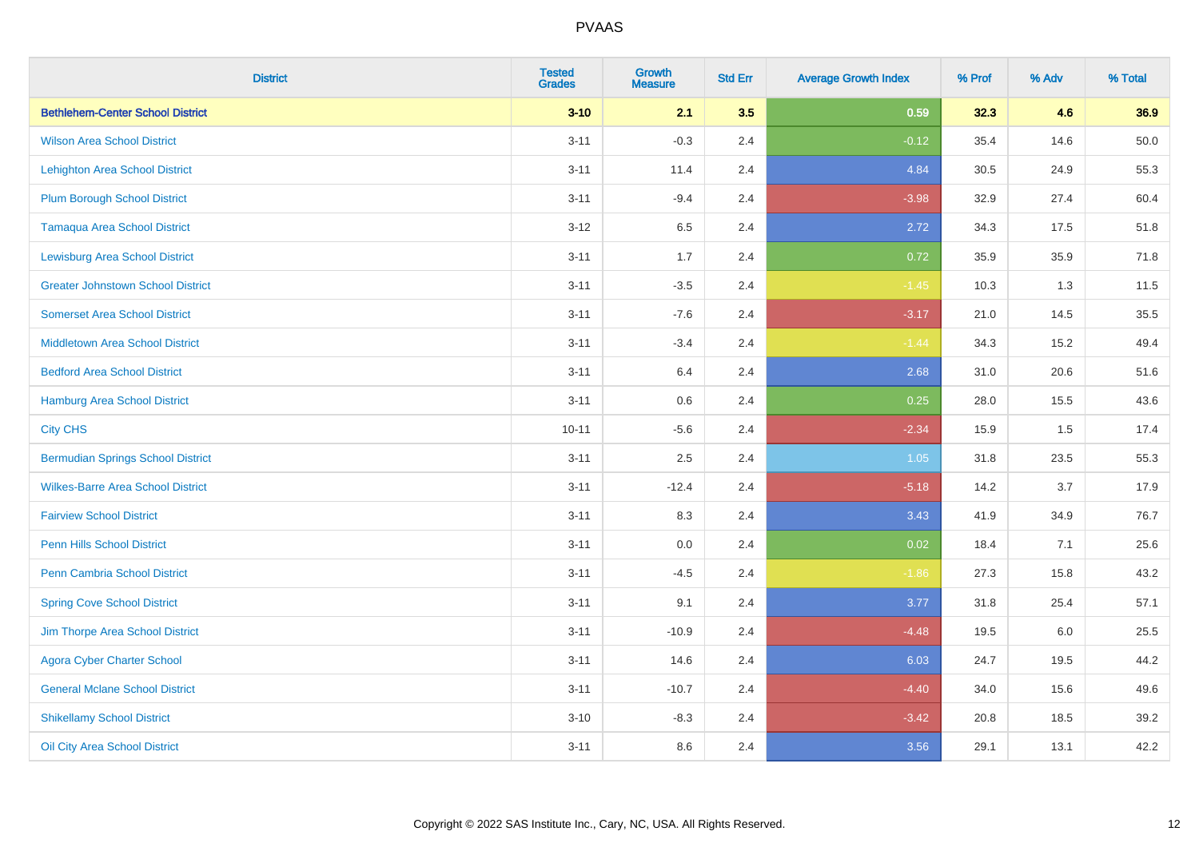| District | Tested Grades | Growth Measure | Std Err | Average Growth Index | % Prof | % Adv | % Total |
|---|---|---|---|---|---|---|---|
| **Bethlehem-Center School District** | **3-10** | **2.1** | **3.5** | **0.59** | **32.3** | **4.6** | **36.9** |
| Wilson Area School District | 3-11 | -0.3 | 2.4 | -0.12 | 35.4 | 14.6 | 50.0 |
| Lehighton Area School District | 3-11 | 11.4 | 2.4 | 4.84 | 30.5 | 24.9 | 55.3 |
| Plum Borough School District | 3-11 | -9.4 | 2.4 | -3.98 | 32.9 | 27.4 | 60.4 |
| Tamaqua Area School District | 3-12 | 6.5 | 2.4 | 2.72 | 34.3 | 17.5 | 51.8 |
| Lewisburg Area School District | 3-11 | 1.7 | 2.4 | 0.72 | 35.9 | 35.9 | 71.8 |
| Greater Johnstown School District | 3-11 | -3.5 | 2.4 | -1.45 | 10.3 | 1.3 | 11.5 |
| Somerset Area School District | 3-11 | -7.6 | 2.4 | -3.17 | 21.0 | 14.5 | 35.5 |
| Middletown Area School District | 3-11 | -3.4 | 2.4 | -1.44 | 34.3 | 15.2 | 49.4 |
| Bedford Area School District | 3-11 | 6.4 | 2.4 | 2.68 | 31.0 | 20.6 | 51.6 |
| Hamburg Area School District | 3-11 | 0.6 | 2.4 | 0.25 | 28.0 | 15.5 | 43.6 |
| City CHS | 10-11 | -5.6 | 2.4 | -2.34 | 15.9 | 1.5 | 17.4 |
| Bermudian Springs School District | 3-11 | 2.5 | 2.4 | 1.05 | 31.8 | 23.5 | 55.3 |
| Wilkes-Barre Area School District | 3-11 | -12.4 | 2.4 | -5.18 | 14.2 | 3.7 | 17.9 |
| Fairview School District | 3-11 | 8.3 | 2.4 | 3.43 | 41.9 | 34.9 | 76.7 |
| Penn Hills School District | 3-11 | 0.0 | 2.4 | 0.02 | 18.4 | 7.1 | 25.6 |
| Penn Cambria School District | 3-11 | -4.5 | 2.4 | -1.86 | 27.3 | 15.8 | 43.2 |
| Spring Cove School District | 3-11 | 9.1 | 2.4 | 3.77 | 31.8 | 25.4 | 57.1 |
| Jim Thorpe Area School District | 3-11 | -10.9 | 2.4 | -4.48 | 19.5 | 6.0 | 25.5 |
| Agora Cyber Charter School | 3-11 | 14.6 | 2.4 | 6.03 | 24.7 | 19.5 | 44.2 |
| General Mclane School District | 3-11 | -10.7 | 2.4 | -4.40 | 34.0 | 15.6 | 49.6 |
| Shikellamy School District | 3-10 | -8.3 | 2.4 | -3.42 | 20.8 | 18.5 | 39.2 |
| Oil City Area School District | 3-11 | 8.6 | 2.4 | 3.56 | 29.1 | 13.1 | 42.2 |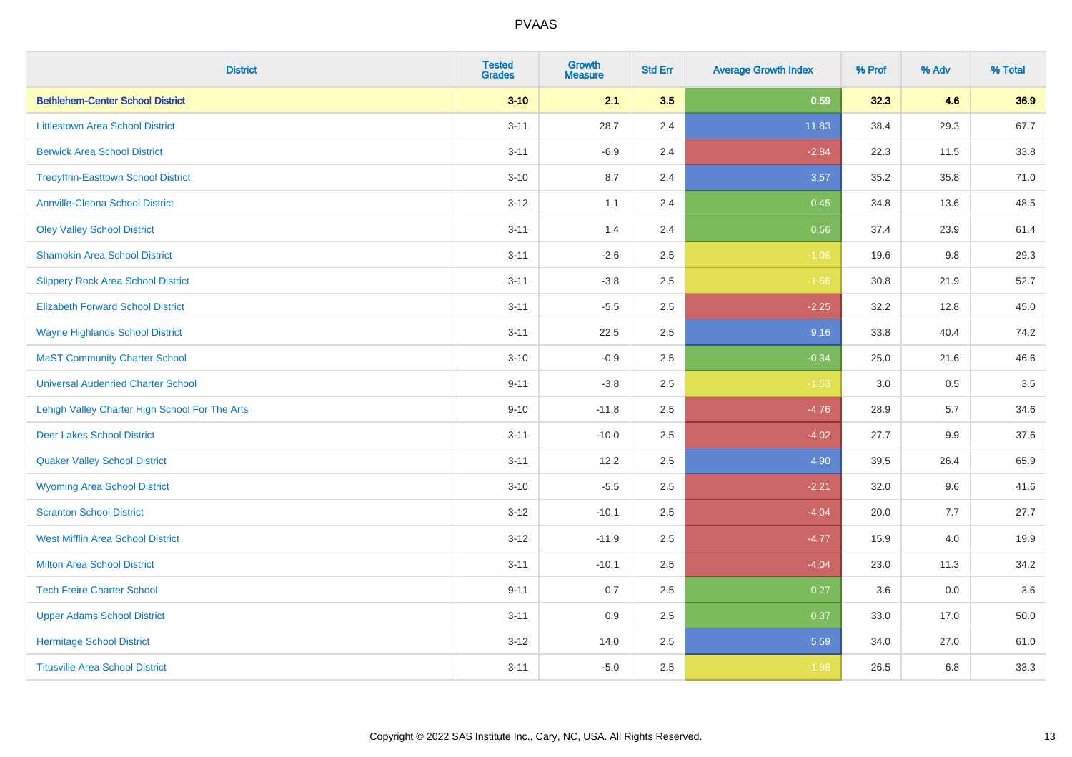# PVAAS

| District | Tested Grades | Growth Measure | Std Err | Average Growth Index | % Prof | % Adv | % Total |
|---|---|---|---|---|---|---|---|
| **Bethlehem-Center School District** | **3-10** | **2.1** | **3.5** | **0.59** | **32.3** | **4.6** | **36.9** |
| Littlestown Area School District | 3-11 | 28.7 | 2.4 | 11.83 | 38.4 | 29.3 | 67.7 |
| Berwick Area School District | 3-11 | -6.9 | 2.4 | -2.84 | 22.3 | 11.5 | 33.8 |
| Tredyffrin-Easttown School District | 3-10 | 8.7 | 2.4 | 3.57 | 35.2 | 35.8 | 71.0 |
| Annville-Cleona School District | 3-12 | 1.1 | 2.4 | 0.45 | 34.8 | 13.6 | 48.5 |
| Oley Valley School District | 3-11 | 1.4 | 2.4 | 0.56 | 37.4 | 23.9 | 61.4 |
| Shamokin Area School District | 3-11 | -2.6 | 2.5 | -1.06 | 19.6 | 9.8 | 29.3 |
| Slippery Rock Area School District | 3-11 | -3.8 | 2.5 | -1.56 | 30.8 | 21.9 | 52.7 |
| Elizabeth Forward School District | 3-11 | -5.5 | 2.5 | -2.25 | 32.2 | 12.8 | 45.0 |
| Wayne Highlands School District | 3-11 | 22.5 | 2.5 | 9.16 | 33.8 | 40.4 | 74.2 |
| MaST Community Charter School | 3-10 | -0.9 | 2.5 | -0.34 | 25.0 | 21.6 | 46.6 |
| Universal Audenried Charter School | 9-11 | -3.8 | 2.5 | -1.53 | 3.0 | 0.5 | 3.5 |
| Lehigh Valley Charter High School For The Arts | 9-10 | -11.8 | 2.5 | -4.76 | 28.9 | 5.7 | 34.6 |
| Deer Lakes School District | 3-11 | -10.0 | 2.5 | -4.02 | 27.7 | 9.9 | 37.6 |
| Quaker Valley School District | 3-11 | 12.2 | 2.5 | 4.90 | 39.5 | 26.4 | 65.9 |
| Wyoming Area School District | 3-10 | -5.5 | 2.5 | -2.21 | 32.0 | 9.6 | 41.6 |
| Scranton School District | 3-12 | -10.1 | 2.5 | -4.04 | 20.0 | 7.7 | 27.7 |
| West Mifflin Area School District | 3-12 | -11.9 | 2.5 | -4.77 | 15.9 | 4.0 | 19.9 |
| Milton Area School District | 3-11 | -10.1 | 2.5 | -4.04 | 23.0 | 11.3 | 34.2 |
| Tech Freire Charter School | 9-11 | 0.7 | 2.5 | 0.27 | 3.6 | 0.0 | 3.6 |
| Upper Adams School District | 3-11 | 0.9 | 2.5 | 0.37 | 33.0 | 17.0 | 50.0 |
| Hermitage School District | 3-12 | 14.0 | 2.5 | 5.59 | 34.0 | 27.0 | 61.0 |
| Titusville Area School District | 3-11 | -5.0 | 2.5 | -1.98 | 26.5 | 6.8 | 33.3 |

Copyright © 2022 SAS Institute Inc., Cary, NC, USA. All Rights Reserved.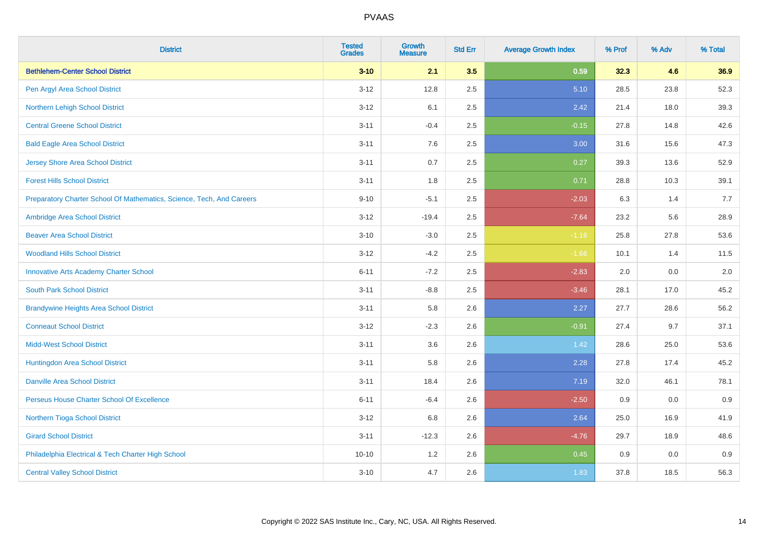| District | Tested Grades | Growth Measure | Std Err | Average Growth Index | % Prof | % Adv | % Total |
|---|---|---|---|---|---|---|---|
| **Bethlehem-Center School District** | **3-10** | **2.1** | **3.5** | **0.59** | **32.3** | **4.6** | **36.9** |
| Pen Argyl Area School District | 3-12 | 12.8 | 2.5 | 5.10 | 28.5 | 23.8 | 52.3 |
| Northern Lehigh School District | 3-12 | 6.1 | 2.5 | 2.42 | 21.4 | 18.0 | 39.3 |
| Central Greene School District | 3-11 | -0.4 | 2.5 | -0.15 | 27.8 | 14.8 | 42.6 |
| Bald Eagle Area School District | 3-11 | 7.6 | 2.5 | 3.00 | 31.6 | 15.6 | 47.3 |
| Jersey Shore Area School District | 3-11 | 0.7 | 2.5 | 0.27 | 39.3 | 13.6 | 52.9 |
| Forest Hills School District | 3-11 | 1.8 | 2.5 | 0.71 | 28.8 | 10.3 | 39.1 |
| Preparatory Charter School Of Mathematics, Science, Tech, And Careers | 9-10 | -5.1 | 2.5 | -2.03 | 6.3 | 1.4 | 7.7 |
| Ambridge Area School District | 3-12 | -19.4 | 2.5 | -7.64 | 23.2 | 5.6 | 28.9 |
| Beaver Area School District | 3-10 | -3.0 | 2.5 | -1.16 | 25.8 | 27.8 | 53.6 |
| Woodland Hills School District | 3-12 | -4.2 | 2.5 | -1.66 | 10.1 | 1.4 | 11.5 |
| Innovative Arts Academy Charter School | 6-11 | -7.2 | 2.5 | -2.83 | 2.0 | 0.0 | 2.0 |
| South Park School District | 3-11 | -8.8 | 2.5 | -3.46 | 28.1 | 17.0 | 45.2 |
| Brandywine Heights Area School District | 3-11 | 5.8 | 2.6 | 2.27 | 27.7 | 28.6 | 56.2 |
| Conneaut School District | 3-12 | -2.3 | 2.6 | -0.91 | 27.4 | 9.7 | 37.1 |
| Midd-West School District | 3-11 | 3.6 | 2.6 | 1.42 | 28.6 | 25.0 | 53.6 |
| Huntingdon Area School District | 3-11 | 5.8 | 2.6 | 2.28 | 27.8 | 17.4 | 45.2 |
| Danville Area School District | 3-11 | 18.4 | 2.6 | 7.19 | 32.0 | 46.1 | 78.1 |
| Perseus House Charter School Of Excellence | 6-11 | -6.4 | 2.6 | -2.50 | 0.9 | 0.0 | 0.9 |
| Northern Tioga School District | 3-12 | 6.8 | 2.6 | 2.64 | 25.0 | 16.9 | 41.9 |
| Girard School District | 3-11 | -12.3 | 2.6 | -4.76 | 29.7 | 18.9 | 48.6 |
| Philadelphia Electrical & Tech Charter High School | 10-10 | 1.2 | 2.6 | 0.45 | 0.9 | 0.0 | 0.9 |
| Central Valley School District | 3-10 | 4.7 | 2.6 | 1.83 | 37.8 | 18.5 | 56.3 |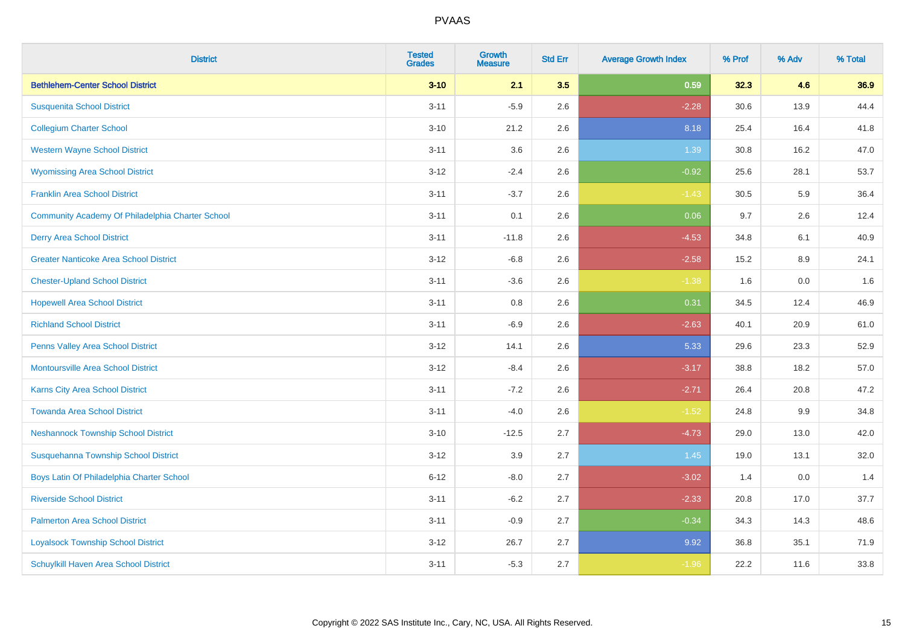| District | Tested Grades | Growth Measure | Std Err | Average Growth Index | % Prof | % Adv | % Total |
|---|---|---|---|---|---|---|---|
| **Bethlehem-Center School District** | **3-10** | **2.1** | **3.5** | **0.59** | **32.3** | **4.6** | **36.9** |
| Susquenita School District | 3-11 | -5.9 | 2.6 | -2.28 | 30.6 | 13.9 | 44.4 |
| Collegium Charter School | 3-10 | 21.2 | 2.6 | 8.18 | 25.4 | 16.4 | 41.8 |
| Western Wayne School District | 3-11 | 3.6 | 2.6 | 1.39 | 30.8 | 16.2 | 47.0 |
| Wyomissing Area School District | 3-12 | -2.4 | 2.6 | -0.92 | 25.6 | 28.1 | 53.7 |
| Franklin Area School District | 3-11 | -3.7 | 2.6 | -1.43 | 30.5 | 5.9 | 36.4 |
| Community Academy Of Philadelphia Charter School | 3-11 | 0.1 | 2.6 | 0.06 | 9.7 | 2.6 | 12.4 |
| Derry Area School District | 3-11 | -11.8 | 2.6 | -4.53 | 34.8 | 6.1 | 40.9 |
| Greater Nanticoke Area School District | 3-12 | -6.8 | 2.6 | -2.58 | 15.2 | 8.9 | 24.1 |
| Chester-Upland School District | 3-11 | -3.6 | 2.6 | -1.38 | 1.6 | 0.0 | 1.6 |
| Hopewell Area School District | 3-11 | 0.8 | 2.6 | 0.31 | 34.5 | 12.4 | 46.9 |
| Richland School District | 3-11 | -6.9 | 2.6 | -2.63 | 40.1 | 20.9 | 61.0 |
| Penns Valley Area School District | 3-12 | 14.1 | 2.6 | 5.33 | 29.6 | 23.3 | 52.9 |
| Montoursville Area School District | 3-12 | -8.4 | 2.6 | -3.17 | 38.8 | 18.2 | 57.0 |
| Karns City Area School District | 3-11 | -7.2 | 2.6 | -2.71 | 26.4 | 20.8 | 47.2 |
| Towanda Area School District | 3-11 | -4.0 | 2.6 | -1.52 | 24.8 | 9.9 | 34.8 |
| Neshannock Township School District | 3-10 | -12.5 | 2.7 | -4.73 | 29.0 | 13.0 | 42.0 |
| Susquehanna Township School District | 3-12 | 3.9 | 2.7 | 1.45 | 19.0 | 13.1 | 32.0 |
| Boys Latin Of Philadelphia Charter School | 6-12 | -8.0 | 2.7 | -3.02 | 1.4 | 0.0 | 1.4 |
| Riverside School District | 3-11 | -6.2 | 2.7 | -2.33 | 20.8 | 17.0 | 37.7 |
| Palmerton Area School District | 3-11 | -0.9 | 2.7 | -0.34 | 34.3 | 14.3 | 48.6 |
| Loyalsock Township School District | 3-12 | 26.7 | 2.7 | 9.92 | 36.8 | 35.1 | 71.9 |
| Schuylkill Haven Area School District | 3-11 | -5.3 | 2.7 | -1.96 | 22.2 | 11.6 | 33.8 |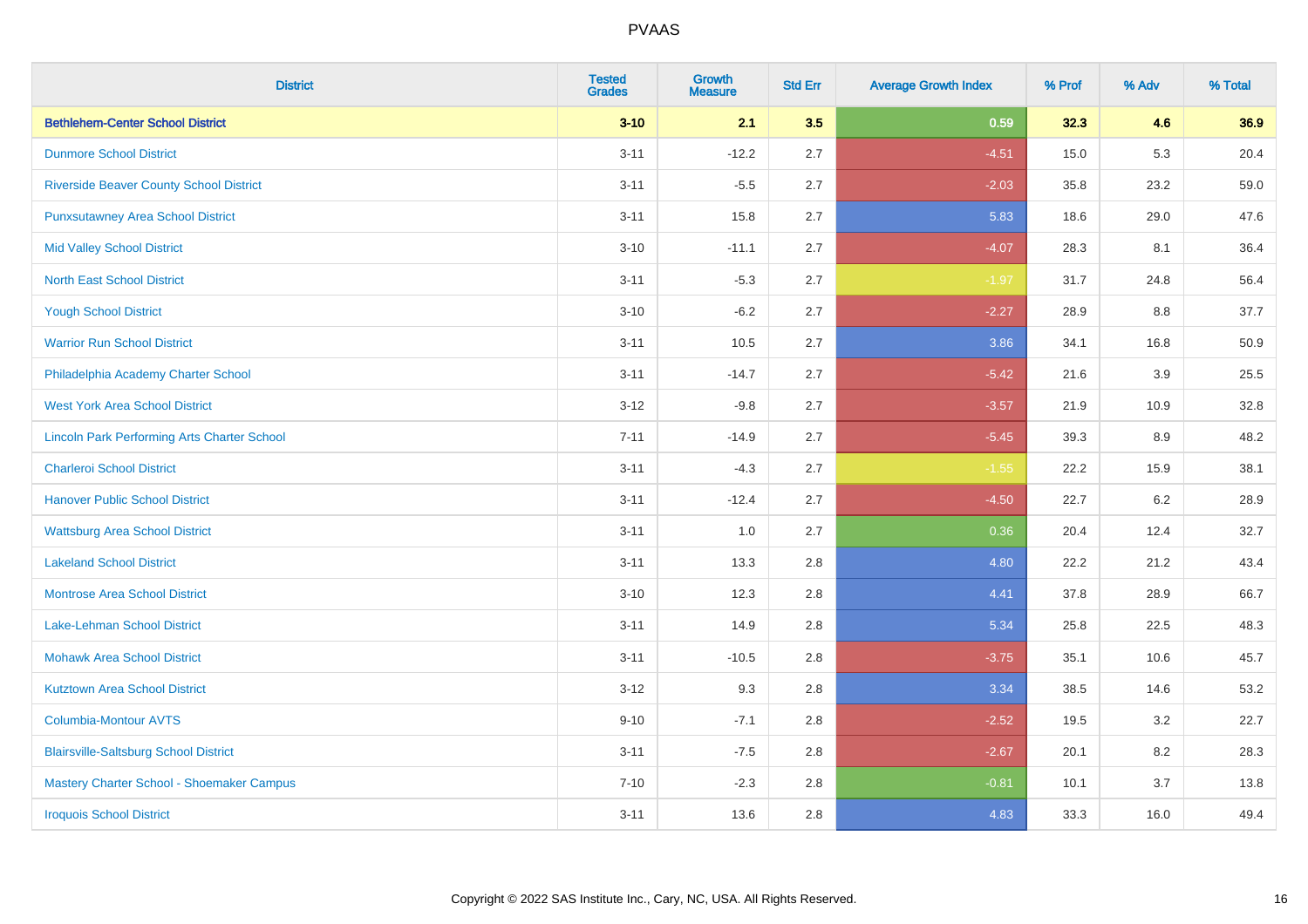# PVAAS

| District | Tested Grades | Growth Measure | Std Err | Average Growth Index | % Prof | % Adv | % Total |
|---|---|---|---|---|---|---|---|
| **Bethlehem-Center School District** | **3-10** | **2.1** | **3.5** | **0.59** | **32.3** | **4.6** | **36.9** |
| Dunmore School District | 3-11 | -12.2 | 2.7 | -4.51 | 15.0 | 5.3 | 20.4 |
| Riverside Beaver County School District | 3-11 | -5.5 | 2.7 | -2.03 | 35.8 | 23.2 | 59.0 |
| Punxsutawney Area School District | 3-11 | 15.8 | 2.7 | 5.83 | 18.6 | 29.0 | 47.6 |
| Mid Valley School District | 3-10 | -11.1 | 2.7 | -4.07 | 28.3 | 8.1 | 36.4 |
| North East School District | 3-11 | -5.3 | 2.7 | -1.97 | 31.7 | 24.8 | 56.4 |
| Yough School District | 3-10 | -6.2 | 2.7 | -2.27 | 28.9 | 8.8 | 37.7 |
| Warrior Run School District | 3-11 | 10.5 | 2.7 | 3.86 | 34.1 | 16.8 | 50.9 |
| Philadelphia Academy Charter School | 3-11 | -14.7 | 2.7 | -5.42 | 21.6 | 3.9 | 25.5 |
| West York Area School District | 3-12 | -9.8 | 2.7 | -3.57 | 21.9 | 10.9 | 32.8 |
| Lincoln Park Performing Arts Charter School | 7-11 | -14.9 | 2.7 | -5.45 | 39.3 | 8.9 | 48.2 |
| Charleroi School District | 3-11 | -4.3 | 2.7 | -1.55 | 22.2 | 15.9 | 38.1 |
| Hanover Public School District | 3-11 | -12.4 | 2.7 | -4.50 | 22.7 | 6.2 | 28.9 |
| Wattsburg Area School District | 3-11 | 1.0 | 2.7 | 0.36 | 20.4 | 12.4 | 32.7 |
| Lakeland School District | 3-11 | 13.3 | 2.8 | 4.80 | 22.2 | 21.2 | 43.4 |
| Montrose Area School District | 3-10 | 12.3 | 2.8 | 4.41 | 37.8 | 28.9 | 66.7 |
| Lake-Lehman School District | 3-11 | 14.9 | 2.8 | 5.34 | 25.8 | 22.5 | 48.3 |
| Mohawk Area School District | 3-11 | -10.5 | 2.8 | -3.75 | 35.1 | 10.6 | 45.7 |
| Kutztown Area School District | 3-12 | 9.3 | 2.8 | 3.34 | 38.5 | 14.6 | 53.2 |
| Columbia-Montour AVTS | 9-10 | -7.1 | 2.8 | -2.52 | 19.5 | 3.2 | 22.7 |
| Blairsville-Saltsburg School District | 3-11 | -7.5 | 2.8 | -2.67 | 20.1 | 8.2 | 28.3 |
| Mastery Charter School - Shoemaker Campus | 7-10 | -2.3 | 2.8 | -0.81 | 10.1 | 3.7 | 13.8 |
| Iroquois School District | 3-11 | 13.6 | 2.8 | 4.83 | 33.3 | 16.0 | 49.4 |

Copyright © 2022 SAS Institute Inc., Cary, NC, USA. All Rights Reserved.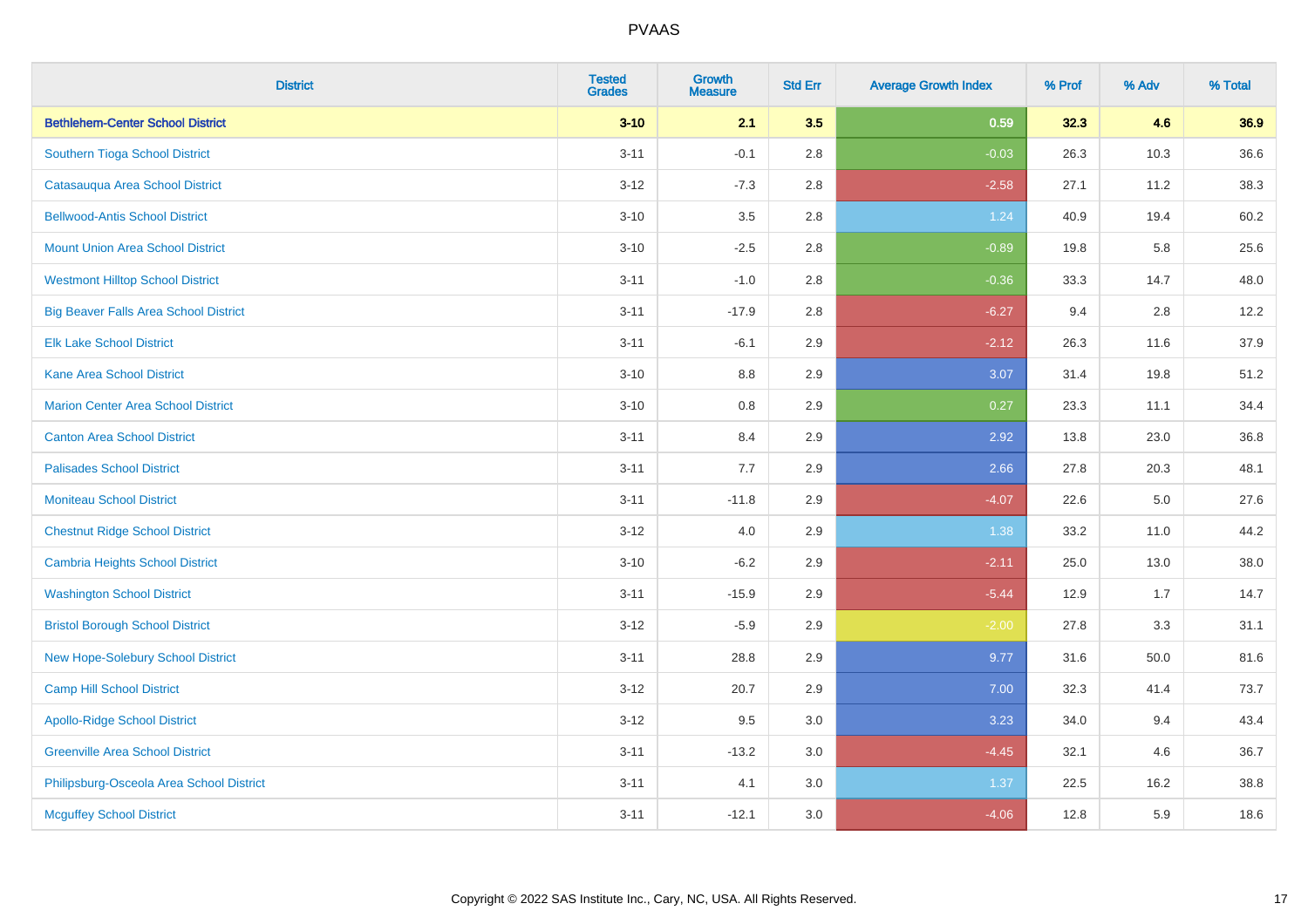# PVAAS

| District | Tested Grades | Growth Measure | Std Err | Average Growth Index | % Prof | % Adv | % Total |
|---|---|---|---|---|---|---|---|
| **Bethlehem-Center School District** | **3-10** | **2.1** | **3.5** | **0.59** | **32.3** | **4.6** | **36.9** |
| Southern Tioga School District | 3-11 | -0.1 | 2.8 | -0.03 | 26.3 | 10.3 | 36.6 |
| Catasauqua Area School District | 3-12 | -7.3 | 2.8 | -2.58 | 27.1 | 11.2 | 38.3 |
| Bellwood-Antis School District | 3-10 | 3.5 | 2.8 | 1.24 | 40.9 | 19.4 | 60.2 |
| Mount Union Area School District | 3-10 | -2.5 | 2.8 | -0.89 | 19.8 | 5.8 | 25.6 |
| Westmont Hilltop School District | 3-11 | -1.0 | 2.8 | -0.36 | 33.3 | 14.7 | 48.0 |
| Big Beaver Falls Area School District | 3-11 | -17.9 | 2.8 | -6.27 | 9.4 | 2.8 | 12.2 |
| Elk Lake School District | 3-11 | -6.1 | 2.9 | -2.12 | 26.3 | 11.6 | 37.9 |
| Kane Area School District | 3-10 | 8.8 | 2.9 | 3.07 | 31.4 | 19.8 | 51.2 |
| Marion Center Area School District | 3-10 | 0.8 | 2.9 | 0.27 | 23.3 | 11.1 | 34.4 |
| Canton Area School District | 3-11 | 8.4 | 2.9 | 2.92 | 13.8 | 23.0 | 36.8 |
| Palisades School District | 3-11 | 7.7 | 2.9 | 2.66 | 27.8 | 20.3 | 48.1 |
| Moniteau School District | 3-11 | -11.8 | 2.9 | -4.07 | 22.6 | 5.0 | 27.6 |
| Chestnut Ridge School District | 3-12 | 4.0 | 2.9 | 1.38 | 33.2 | 11.0 | 44.2 |
| Cambria Heights School District | 3-10 | -6.2 | 2.9 | -2.11 | 25.0 | 13.0 | 38.0 |
| Washington School District | 3-11 | -15.9 | 2.9 | -5.44 | 12.9 | 1.7 | 14.7 |
| Bristol Borough School District | 3-12 | -5.9 | 2.9 | -2.00 | 27.8 | 3.3 | 31.1 |
| New Hope-Solebury School District | 3-11 | 28.8 | 2.9 | 9.77 | 31.6 | 50.0 | 81.6 |
| Camp Hill School District | 3-12 | 20.7 | 2.9 | 7.00 | 32.3 | 41.4 | 73.7 |
| Apollo-Ridge School District | 3-12 | 9.5 | 3.0 | 3.23 | 34.0 | 9.4 | 43.4 |
| Greenville Area School District | 3-11 | -13.2 | 3.0 | -4.45 | 32.1 | 4.6 | 36.7 |
| Philipsburg-Osceola Area School District | 3-11 | 4.1 | 3.0 | 1.37 | 22.5 | 16.2 | 38.8 |
| Mcguffey School District | 3-11 | -12.1 | 3.0 | -4.06 | 12.8 | 5.9 | 18.6 |

Copyright © 2022 SAS Institute Inc., Cary, NC, USA. All Rights Reserved.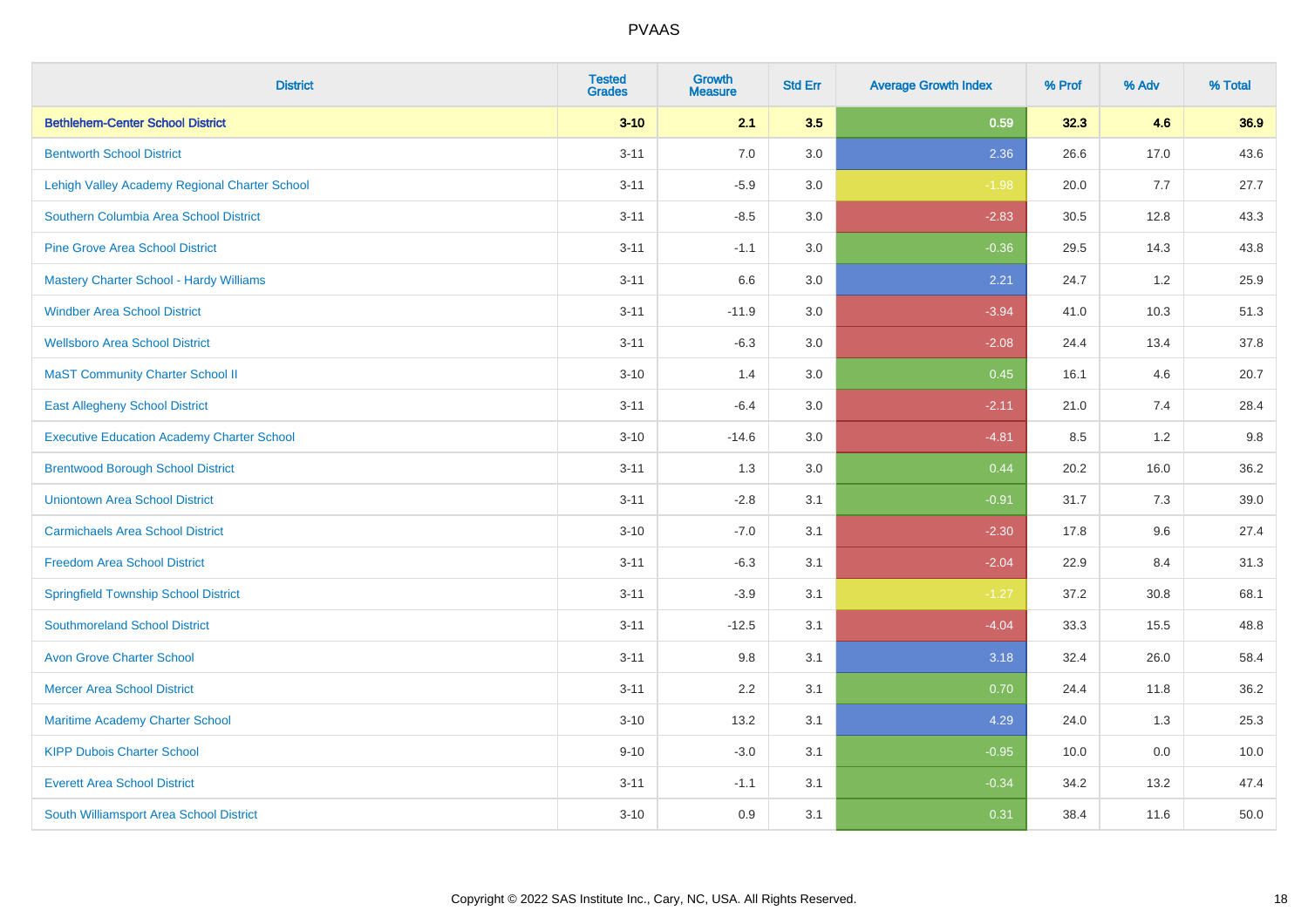# PVAAS

| District | Tested Grades | Growth Measure | Std Err | Average Growth Index | % Prof | % Adv | % Total |
|---|---|---|---|---|---|---|---|
| **Bethlehem-Center School District** | **3-10** | **2.1** | **3.5** | **0.59** | **32.3** | **4.6** | **36.9** |
| Bentworth School District | 3-11 | 7.0 | 3.0 | 2.36 | 26.6 | 17.0 | 43.6 |
| Lehigh Valley Academy Regional Charter School | 3-11 | -5.9 | 3.0 | -1.98 | 20.0 | 7.7 | 27.7 |
| Southern Columbia Area School District | 3-11 | -8.5 | 3.0 | -2.83 | 30.5 | 12.8 | 43.3 |
| Pine Grove Area School District | 3-11 | -1.1 | 3.0 | -0.36 | 29.5 | 14.3 | 43.8 |
| Mastery Charter School - Hardy Williams | 3-11 | 6.6 | 3.0 | 2.21 | 24.7 | 1.2 | 25.9 |
| Windber Area School District | 3-11 | -11.9 | 3.0 | -3.94 | 41.0 | 10.3 | 51.3 |
| Wellsboro Area School District | 3-11 | -6.3 | 3.0 | -2.08 | 24.4 | 13.4 | 37.8 |
| MaST Community Charter School II | 3-10 | 1.4 | 3.0 | 0.45 | 16.1 | 4.6 | 20.7 |
| East Allegheny School District | 3-11 | -6.4 | 3.0 | -2.11 | 21.0 | 7.4 | 28.4 |
| Executive Education Academy Charter School | 3-10 | -14.6 | 3.0 | -4.81 | 8.5 | 1.2 | 9.8 |
| Brentwood Borough School District | 3-11 | 1.3 | 3.0 | 0.44 | 20.2 | 16.0 | 36.2 |
| Uniontown Area School District | 3-11 | -2.8 | 3.1 | -0.91 | 31.7 | 7.3 | 39.0 |
| Carmichaels Area School District | 3-10 | -7.0 | 3.1 | -2.30 | 17.8 | 9.6 | 27.4 |
| Freedom Area School District | 3-11 | -6.3 | 3.1 | -2.04 | 22.9 | 8.4 | 31.3 |
| Springfield Township School District | 3-11 | -3.9 | 3.1 | -1.27 | 37.2 | 30.8 | 68.1 |
| Southmoreland School District | 3-11 | -12.5 | 3.1 | -4.04 | 33.3 | 15.5 | 48.8 |
| Avon Grove Charter School | 3-11 | 9.8 | 3.1 | 3.18 | 32.4 | 26.0 | 58.4 |
| Mercer Area School District | 3-11 | 2.2 | 3.1 | 0.70 | 24.4 | 11.8 | 36.2 |
| Maritime Academy Charter School | 3-10 | 13.2 | 3.1 | 4.29 | 24.0 | 1.3 | 25.3 |
| KIPP Dubois Charter School | 9-10 | -3.0 | 3.1 | -0.95 | 10.0 | 0.0 | 10.0 |
| Everett Area School District | 3-11 | -1.1 | 3.1 | -0.34 | 34.2 | 13.2 | 47.4 |
| South Williamsport Area School District | 3-10 | 0.9 | 3.1 | 0.31 | 38.4 | 11.6 | 50.0 |

Copyright © 2022 SAS Institute Inc., Cary, NC, USA. All Rights Reserved.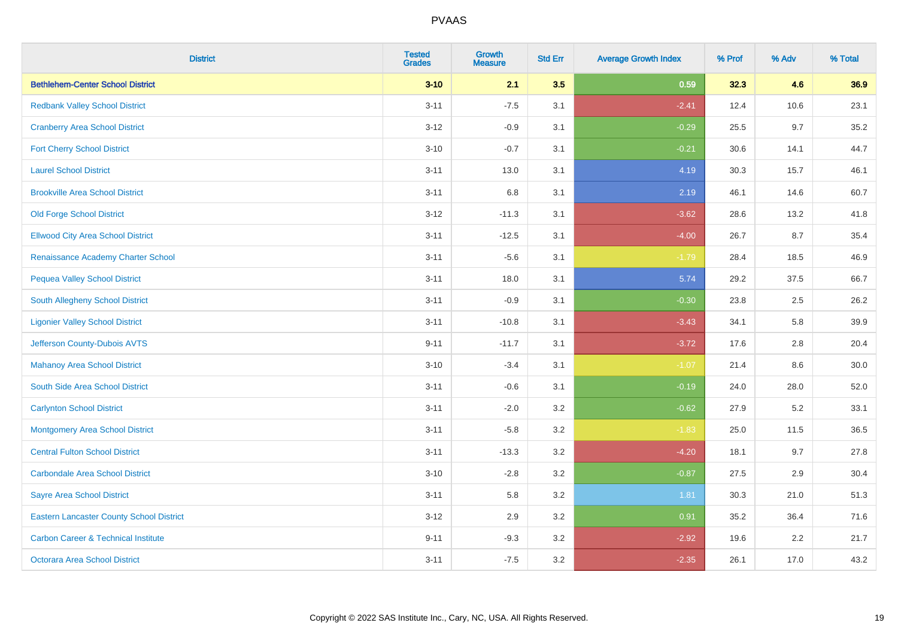# PVAAS

| District | Tested Grades | Growth Measure | Std Err | Average Growth Index | % Prof | % Adv | % Total |
|---|---|---|---|---|---|---|---|
| **Bethlehem-Center School District** | **3-10** | **2.1** | **3.5** | **0.59** | **32.3** | **4.6** | **36.9** |
| Redbank Valley School District | 3-11 | -7.5 | 3.1 | -2.41 | 12.4 | 10.6 | 23.1 |
| Cranberry Area School District | 3-12 | -0.9 | 3.1 | -0.29 | 25.5 | 9.7 | 35.2 |
| Fort Cherry School District | 3-10 | -0.7 | 3.1 | -0.21 | 30.6 | 14.1 | 44.7 |
| Laurel School District | 3-11 | 13.0 | 3.1 | 4.19 | 30.3 | 15.7 | 46.1 |
| Brookville Area School District | 3-11 | 6.8 | 3.1 | 2.19 | 46.1 | 14.6 | 60.7 |
| Old Forge School District | 3-12 | -11.3 | 3.1 | -3.62 | 28.6 | 13.2 | 41.8 |
| Ellwood City Area School District | 3-11 | -12.5 | 3.1 | -4.00 | 26.7 | 8.7 | 35.4 |
| Renaissance Academy Charter School | 3-11 | -5.6 | 3.1 | -1.79 | 28.4 | 18.5 | 46.9 |
| Pequea Valley School District | 3-11 | 18.0 | 3.1 | 5.74 | 29.2 | 37.5 | 66.7 |
| South Allegheny School District | 3-11 | -0.9 | 3.1 | -0.30 | 23.8 | 2.5 | 26.2 |
| Ligonier Valley School District | 3-11 | -10.8 | 3.1 | -3.43 | 34.1 | 5.8 | 39.9 |
| Jefferson County-Dubois AVTS | 9-11 | -11.7 | 3.1 | -3.72 | 17.6 | 2.8 | 20.4 |
| Mahanoy Area School District | 3-10 | -3.4 | 3.1 | -1.07 | 21.4 | 8.6 | 30.0 |
| South Side Area School District | 3-11 | -0.6 | 3.1 | -0.19 | 24.0 | 28.0 | 52.0 |
| Carlynton School District | 3-11 | -2.0 | 3.2 | -0.62 | 27.9 | 5.2 | 33.1 |
| Montgomery Area School District | 3-11 | -5.8 | 3.2 | -1.83 | 25.0 | 11.5 | 36.5 |
| Central Fulton School District | 3-11 | -13.3 | 3.2 | -4.20 | 18.1 | 9.7 | 27.8 |
| Carbondale Area School District | 3-10 | -2.8 | 3.2 | -0.87 | 27.5 | 2.9 | 30.4 |
| Sayre Area School District | 3-11 | 5.8 | 3.2 | 1.81 | 30.3 | 21.0 | 51.3 |
| Eastern Lancaster County School District | 3-12 | 2.9 | 3.2 | 0.91 | 35.2 | 36.4 | 71.6 |
| Carbon Career & Technical Institute | 9-11 | -9.3 | 3.2 | -2.92 | 19.6 | 2.2 | 21.7 |
| Octorara Area School District | 3-11 | -7.5 | 3.2 | -2.35 | 26.1 | 17.0 | 43.2 |

Copyright © 2022 SAS Institute Inc., Cary, NC, USA. All Rights Reserved.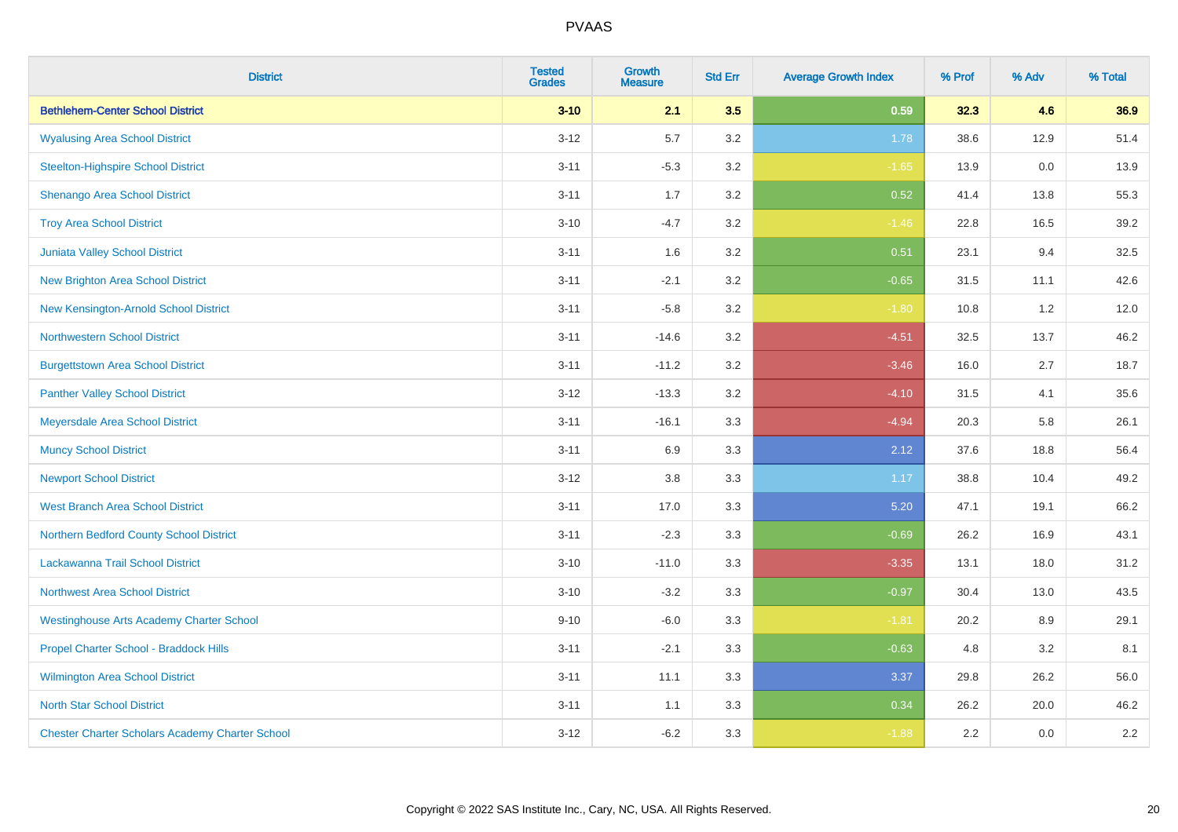# PVAAS

| District | Tested Grades | Growth Measure | Std Err | Average Growth Index | % Prof | % Adv | % Total |
|---|---|---|---|---|---|---|---|
| **Bethlehem-Center School District** | **3-10** | **2.1** | **3.5** | **0.59** | **32.3** | **4.6** | **36.9** |
| Wyalusing Area School District | 3-12 | 5.7 | 3.2 | 1.78 | 38.6 | 12.9 | 51.4 |
| Steelton-Highspire School District | 3-11 | -5.3 | 3.2 | -1.65 | 13.9 | 0.0 | 13.9 |
| Shenango Area School District | 3-11 | 1.7 | 3.2 | 0.52 | 41.4 | 13.8 | 55.3 |
| Troy Area School District | 3-10 | -4.7 | 3.2 | -1.46 | 22.8 | 16.5 | 39.2 |
| Juniata Valley School District | 3-11 | 1.6 | 3.2 | 0.51 | 23.1 | 9.4 | 32.5 |
| New Brighton Area School District | 3-11 | -2.1 | 3.2 | -0.65 | 31.5 | 11.1 | 42.6 |
| New Kensington-Arnold School District | 3-11 | -5.8 | 3.2 | -1.80 | 10.8 | 1.2 | 12.0 |
| Northwestern School District | 3-11 | -14.6 | 3.2 | -4.51 | 32.5 | 13.7 | 46.2 |
| Burgettstown Area School District | 3-11 | -11.2 | 3.2 | -3.46 | 16.0 | 2.7 | 18.7 |
| Panther Valley School District | 3-12 | -13.3 | 3.2 | -4.10 | 31.5 | 4.1 | 35.6 |
| Meyersdale Area School District | 3-11 | -16.1 | 3.3 | -4.94 | 20.3 | 5.8 | 26.1 |
| Muncy School District | 3-11 | 6.9 | 3.3 | 2.12 | 37.6 | 18.8 | 56.4 |
| Newport School District | 3-12 | 3.8 | 3.3 | 1.17 | 38.8 | 10.4 | 49.2 |
| West Branch Area School District | 3-11 | 17.0 | 3.3 | 5.20 | 47.1 | 19.1 | 66.2 |
| Northern Bedford County School District | 3-11 | -2.3 | 3.3 | -0.69 | 26.2 | 16.9 | 43.1 |
| Lackawanna Trail School District | 3-10 | -11.0 | 3.3 | -3.35 | 13.1 | 18.0 | 31.2 |
| Northwest Area School District | 3-10 | -3.2 | 3.3 | -0.97 | 30.4 | 13.0 | 43.5 |
| Westinghouse Arts Academy Charter School | 9-10 | -6.0 | 3.3 | -1.81 | 20.2 | 8.9 | 29.1 |
| Propel Charter School - Braddock Hills | 3-11 | -2.1 | 3.3 | -0.63 | 4.8 | 3.2 | 8.1 |
| Wilmington Area School District | 3-11 | 11.1 | 3.3 | 3.37 | 29.8 | 26.2 | 56.0 |
| North Star School District | 3-11 | 1.1 | 3.3 | 0.34 | 26.2 | 20.0 | 46.2 |
| Chester Charter Scholars Academy Charter School | 3-12 | -6.2 | 3.3 | -1.88 | 2.2 | 0.0 | 2.2 |

Copyright © 2022 SAS Institute Inc., Cary, NC, USA. All Rights Reserved.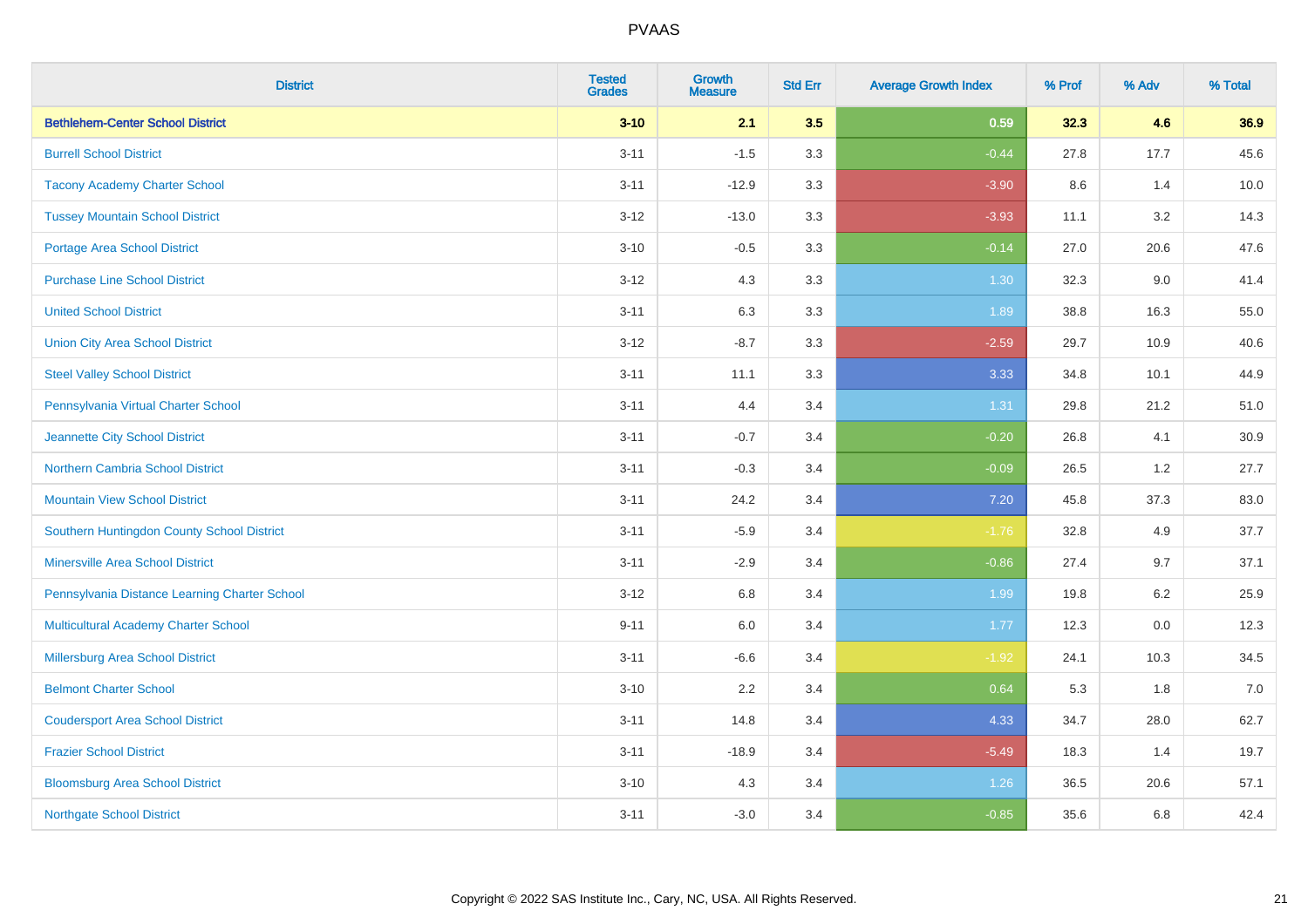| District | Tested Grades | Growth Measure | Std Err | Average Growth Index | % Prof | % Adv | % Total |
|---|---|---|---|---|---|---|---|
| **Bethlehem-Center School District** | **3-10** | **2.1** | **3.5** | **0.59** | **32.3** | **4.6** | **36.9** |
| Burrell School District | 3-11 | -1.5 | 3.3 | -0.44 | 27.8 | 17.7 | 45.6 |
| Tacony Academy Charter School | 3-11 | -12.9 | 3.3 | -3.90 | 8.6 | 1.4 | 10.0 |
| Tussey Mountain School District | 3-12 | -13.0 | 3.3 | -3.93 | 11.1 | 3.2 | 14.3 |
| Portage Area School District | 3-10 | -0.5 | 3.3 | -0.14 | 27.0 | 20.6 | 47.6 |
| Purchase Line School District | 3-12 | 4.3 | 3.3 | 1.30 | 32.3 | 9.0 | 41.4 |
| United School District | 3-11 | 6.3 | 3.3 | 1.89 | 38.8 | 16.3 | 55.0 |
| Union City Area School District | 3-12 | -8.7 | 3.3 | -2.59 | 29.7 | 10.9 | 40.6 |
| Steel Valley School District | 3-11 | 11.1 | 3.3 | 3.33 | 34.8 | 10.1 | 44.9 |
| Pennsylvania Virtual Charter School | 3-11 | 4.4 | 3.4 | 1.31 | 29.8 | 21.2 | 51.0 |
| Jeannette City School District | 3-11 | -0.7 | 3.4 | -0.20 | 26.8 | 4.1 | 30.9 |
| Northern Cambria School District | 3-11 | -0.3 | 3.4 | -0.09 | 26.5 | 1.2 | 27.7 |
| Mountain View School District | 3-11 | 24.2 | 3.4 | 7.20 | 45.8 | 37.3 | 83.0 |
| Southern Huntingdon County School District | 3-11 | -5.9 | 3.4 | -1.76 | 32.8 | 4.9 | 37.7 |
| Minersville Area School District | 3-11 | -2.9 | 3.4 | -0.86 | 27.4 | 9.7 | 37.1 |
| Pennsylvania Distance Learning Charter School | 3-12 | 6.8 | 3.4 | 1.99 | 19.8 | 6.2 | 25.9 |
| Multicultural Academy Charter School | 9-11 | 6.0 | 3.4 | 1.77 | 12.3 | 0.0 | 12.3 |
| Millersburg Area School District | 3-11 | -6.6 | 3.4 | -1.92 | 24.1 | 10.3 | 34.5 |
| Belmont Charter School | 3-10 | 2.2 | 3.4 | 0.64 | 5.3 | 1.8 | 7.0 |
| Coudersport Area School District | 3-11 | 14.8 | 3.4 | 4.33 | 34.7 | 28.0 | 62.7 |
| Frazier School District | 3-11 | -18.9 | 3.4 | -5.49 | 18.3 | 1.4 | 19.7 |
| Bloomsburg Area School District | 3-10 | 4.3 | 3.4 | 1.26 | 36.5 | 20.6 | 57.1 |
| Northgate School District | 3-11 | -3.0 | 3.4 | -0.85 | 35.6 | 6.8 | 42.4 |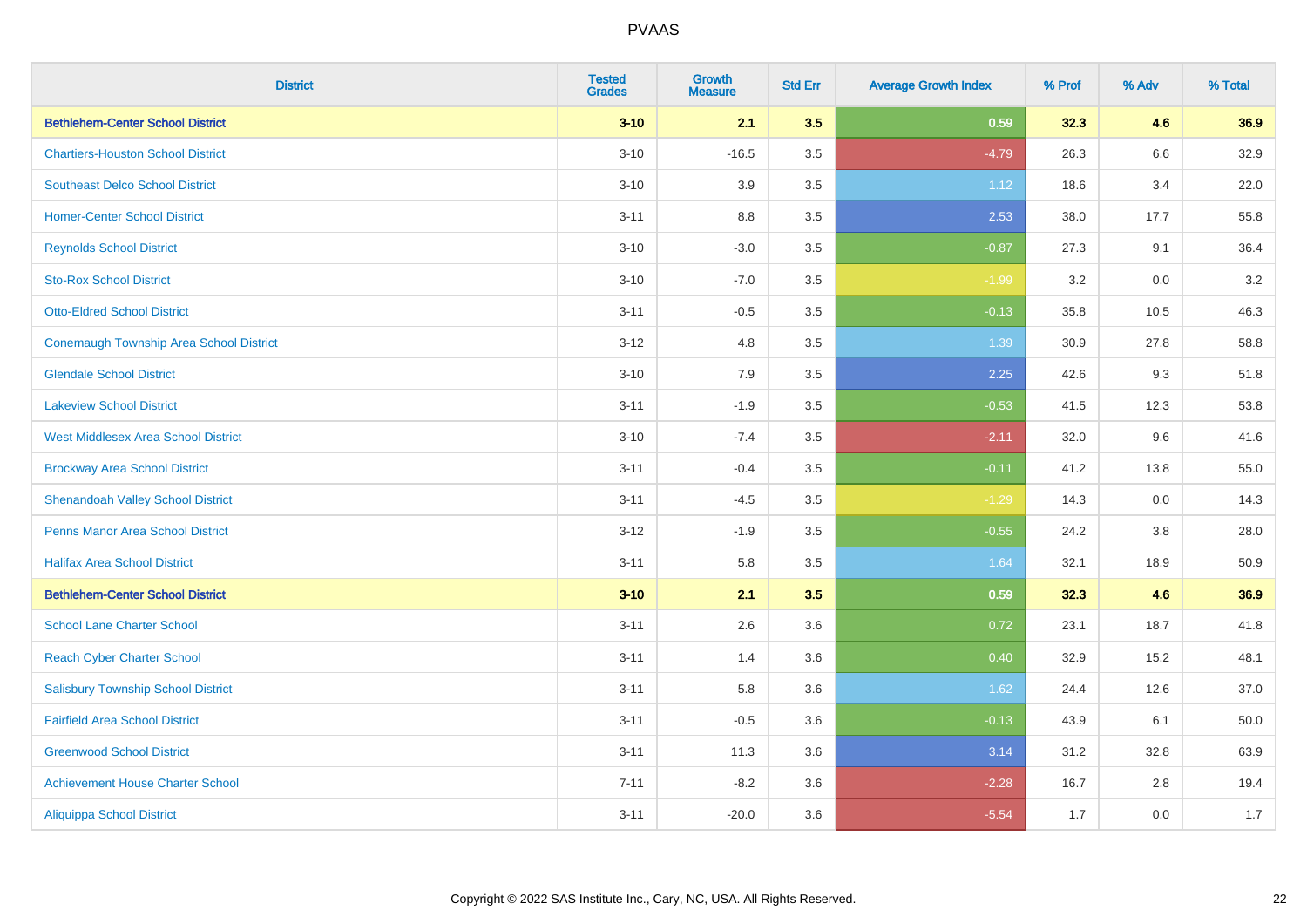# PVAAS

| District | Tested Grades | Growth Measure | Std Err | Average Growth Index | % Prof | % Adv | % Total |
|---|---|---|---|---|---|---|---|
| **Bethlehem-Center School District** | **3-10** | **2.1** | **3.5** | **0.59** | **32.3** | **4.6** | **36.9** |
| Chartiers-Houston School District | 3-10 | -16.5 | 3.5 | -4.79 | 26.3 | 6.6 | 32.9 |
| Southeast Delco School District | 3-10 | 3.9 | 3.5 | 1.12 | 18.6 | 3.4 | 22.0 |
| Homer-Center School District | 3-11 | 8.8 | 3.5 | 2.53 | 38.0 | 17.7 | 55.8 |
| Reynolds School District | 3-10 | -3.0 | 3.5 | -0.87 | 27.3 | 9.1 | 36.4 |
| Sto-Rox School District | 3-10 | -7.0 | 3.5 | -1.99 | 3.2 | 0.0 | 3.2 |
| Otto-Eldred School District | 3-11 | -0.5 | 3.5 | -0.13 | 35.8 | 10.5 | 46.3 |
| Conemaugh Township Area School District | 3-12 | 4.8 | 3.5 | 1.39 | 30.9 | 27.8 | 58.8 |
| Glendale School District | 3-10 | 7.9 | 3.5 | 2.25 | 42.6 | 9.3 | 51.8 |
| Lakeview School District | 3-11 | -1.9 | 3.5 | -0.53 | 41.5 | 12.3 | 53.8 |
| West Middlesex Area School District | 3-10 | -7.4 | 3.5 | -2.11 | 32.0 | 9.6 | 41.6 |
| Brockway Area School District | 3-11 | -0.4 | 3.5 | -0.11 | 41.2 | 13.8 | 55.0 |
| Shenandoah Valley School District | 3-11 | -4.5 | 3.5 | -1.29 | 14.3 | 0.0 | 14.3 |
| Penns Manor Area School District | 3-12 | -1.9 | 3.5 | -0.55 | 24.2 | 3.8 | 28.0 |
| Halifax Area School District | 3-11 | 5.8 | 3.5 | 1.64 | 32.1 | 18.9 | 50.9 |
| **Bethlehem-Center School District** | **3-10** | **2.1** | **3.5** | **0.59** | **32.3** | **4.6** | **36.9** |
| School Lane Charter School | 3-11 | 2.6 | 3.6 | 0.72 | 23.1 | 18.7 | 41.8 |
| Reach Cyber Charter School | 3-11 | 1.4 | 3.6 | 0.40 | 32.9 | 15.2 | 48.1 |
| Salisbury Township School District | 3-11 | 5.8 | 3.6 | 1.62 | 24.4 | 12.6 | 37.0 |
| Fairfield Area School District | 3-11 | -0.5 | 3.6 | -0.13 | 43.9 | 6.1 | 50.0 |
| Greenwood School District | 3-11 | 11.3 | 3.6 | 3.14 | 31.2 | 32.8 | 63.9 |
| Achievement House Charter School | 7-11 | -8.2 | 3.6 | -2.28 | 16.7 | 2.8 | 19.4 |
| Aliquippa School District | 3-11 | -20.0 | 3.6 | -5.54 | 1.7 | 0.0 | 1.7 |

Copyright © 2022 SAS Institute Inc., Cary, NC, USA. All Rights Reserved.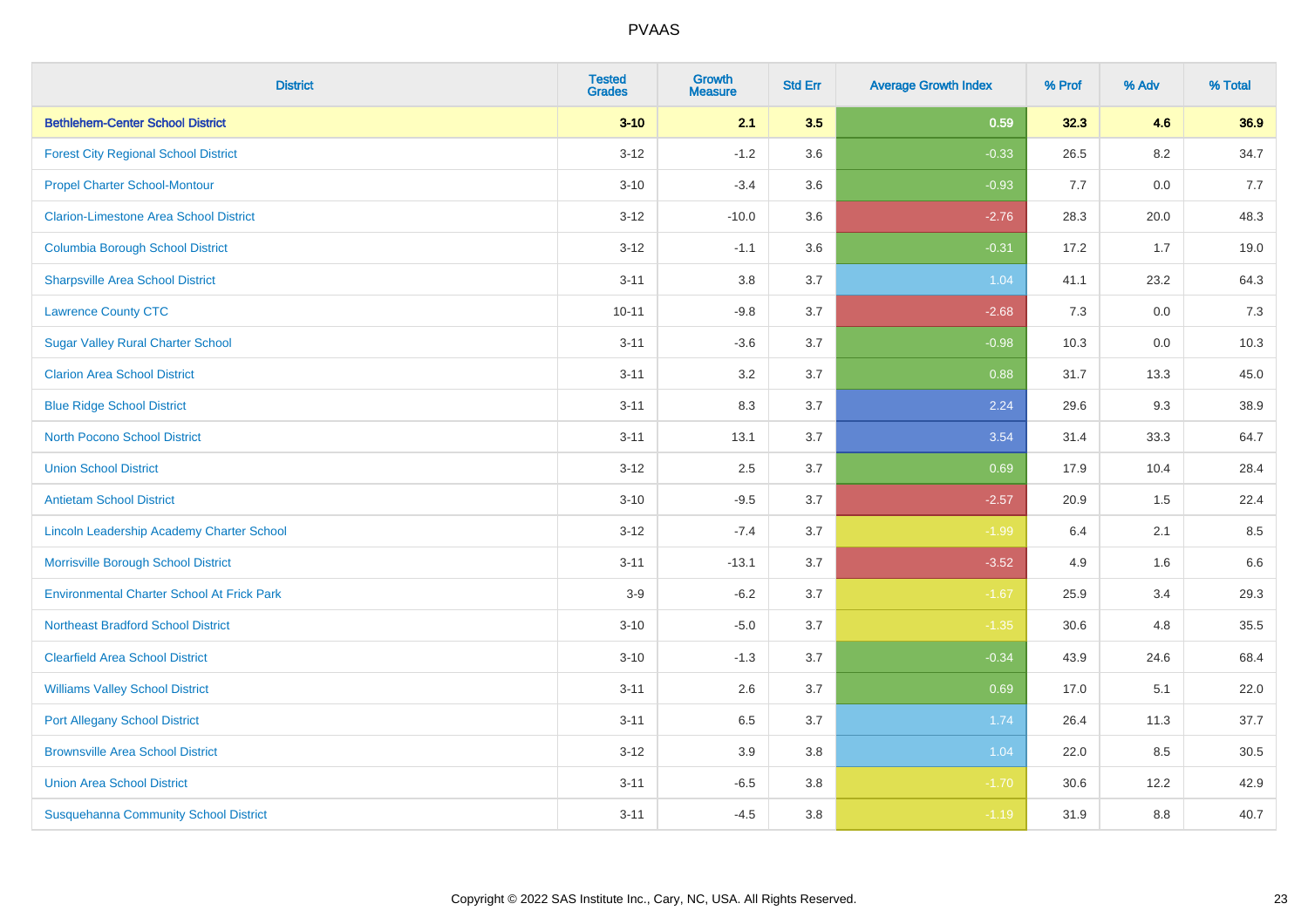| District | Tested Grades | Growth Measure | Std Err | Average Growth Index | % Prof | % Adv | % Total |
|---|---|---|---|---|---|---|---|
| **Bethlehem-Center School District** | **3-10** | **2.1** | **3.5** | **0.59** | **32.3** | **4.6** | **36.9** |
| Forest City Regional School District | 3-12 | -1.2 | 3.6 | -0.33 | 26.5 | 8.2 | 34.7 |
| Propel Charter School-Montour | 3-10 | -3.4 | 3.6 | -0.93 | 7.7 | 0.0 | 7.7 |
| Clarion-Limestone Area School District | 3-12 | -10.0 | 3.6 | -2.76 | 28.3 | 20.0 | 48.3 |
| Columbia Borough School District | 3-12 | -1.1 | 3.6 | -0.31 | 17.2 | 1.7 | 19.0 |
| Sharpsville Area School District | 3-11 | 3.8 | 3.7 | 1.04 | 41.1 | 23.2 | 64.3 |
| Lawrence County CTC | 10-11 | -9.8 | 3.7 | -2.68 | 7.3 | 0.0 | 7.3 |
| Sugar Valley Rural Charter School | 3-11 | -3.6 | 3.7 | -0.98 | 10.3 | 0.0 | 10.3 |
| Clarion Area School District | 3-11 | 3.2 | 3.7 | 0.88 | 31.7 | 13.3 | 45.0 |
| Blue Ridge School District | 3-11 | 8.3 | 3.7 | 2.24 | 29.6 | 9.3 | 38.9 |
| North Pocono School District | 3-11 | 13.1 | 3.7 | 3.54 | 31.4 | 33.3 | 64.7 |
| Union School District | 3-12 | 2.5 | 3.7 | 0.69 | 17.9 | 10.4 | 28.4 |
| Antietam School District | 3-10 | -9.5 | 3.7 | -2.57 | 20.9 | 1.5 | 22.4 |
| Lincoln Leadership Academy Charter School | 3-12 | -7.4 | 3.7 | -1.99 | 6.4 | 2.1 | 8.5 |
| Morrisville Borough School District | 3-11 | -13.1 | 3.7 | -3.52 | 4.9 | 1.6 | 6.6 |
| Environmental Charter School At Frick Park | 3-9 | -6.2 | 3.7 | -1.67 | 25.9 | 3.4 | 29.3 |
| Northeast Bradford School District | 3-10 | -5.0 | 3.7 | -1.35 | 30.6 | 4.8 | 35.5 |
| Clearfield Area School District | 3-10 | -1.3 | 3.7 | -0.34 | 43.9 | 24.6 | 68.4 |
| Williams Valley School District | 3-11 | 2.6 | 3.7 | 0.69 | 17.0 | 5.1 | 22.0 |
| Port Allegany School District | 3-11 | 6.5 | 3.7 | 1.74 | 26.4 | 11.3 | 37.7 |
| Brownsville Area School District | 3-12 | 3.9 | 3.8 | 1.04 | 22.0 | 8.5 | 30.5 |
| Union Area School District | 3-11 | -6.5 | 3.8 | -1.70 | 30.6 | 12.2 | 42.9 |
| Susquehanna Community School District | 3-11 | -4.5 | 3.8 | -1.19 | 31.9 | 8.8 | 40.7 |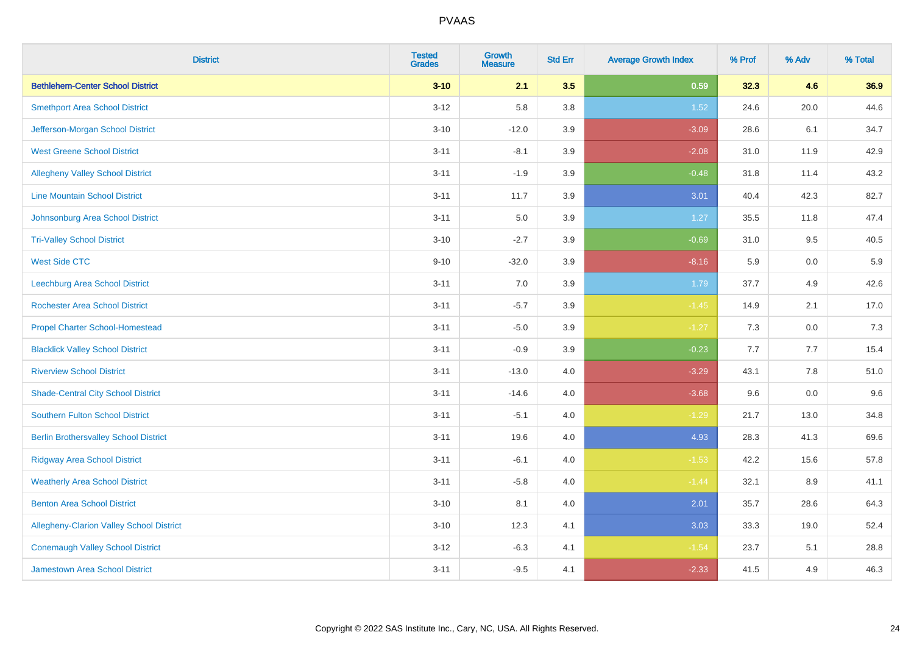| District | Tested Grades | Growth Measure | Std Err | Average Growth Index | % Prof | % Adv | % Total |
|---|---|---|---|---|---|---|---|
| **Bethlehem-Center School District** | **3-10** | **2.1** | **3.5** | **0.59** | **32.3** | **4.6** | **36.9** |
| Smethport Area School District | 3-12 | 5.8 | 3.8 | 1.52 | 24.6 | 20.0 | 44.6 |
| Jefferson-Morgan School District | 3-10 | -12.0 | 3.9 | -3.09 | 28.6 | 6.1 | 34.7 |
| West Greene School District | 3-11 | -8.1 | 3.9 | -2.08 | 31.0 | 11.9 | 42.9 |
| Allegheny Valley School District | 3-11 | -1.9 | 3.9 | -0.48 | 31.8 | 11.4 | 43.2 |
| Line Mountain School District | 3-11 | 11.7 | 3.9 | 3.01 | 40.4 | 42.3 | 82.7 |
| Johnsonburg Area School District | 3-11 | 5.0 | 3.9 | 1.27 | 35.5 | 11.8 | 47.4 |
| Tri-Valley School District | 3-10 | -2.7 | 3.9 | -0.69 | 31.0 | 9.5 | 40.5 |
| West Side CTC | 9-10 | -32.0 | 3.9 | -8.16 | 5.9 | 0.0 | 5.9 |
| Leechburg Area School District | 3-11 | 7.0 | 3.9 | 1.79 | 37.7 | 4.9 | 42.6 |
| Rochester Area School District | 3-11 | -5.7 | 3.9 | -1.45 | 14.9 | 2.1 | 17.0 |
| Propel Charter School-Homestead | 3-11 | -5.0 | 3.9 | -1.27 | 7.3 | 0.0 | 7.3 |
| Blacklick Valley School District | 3-11 | -0.9 | 3.9 | -0.23 | 7.7 | 7.7 | 15.4 |
| Riverview School District | 3-11 | -13.0 | 4.0 | -3.29 | 43.1 | 7.8 | 51.0 |
| Shade-Central City School District | 3-11 | -14.6 | 4.0 | -3.68 | 9.6 | 0.0 | 9.6 |
| Southern Fulton School District | 3-11 | -5.1 | 4.0 | -1.29 | 21.7 | 13.0 | 34.8 |
| Berlin Brothersvalley School District | 3-11 | 19.6 | 4.0 | 4.93 | 28.3 | 41.3 | 69.6 |
| Ridgway Area School District | 3-11 | -6.1 | 4.0 | -1.53 | 42.2 | 15.6 | 57.8 |
| Weatherly Area School District | 3-11 | -5.8 | 4.0 | -1.44 | 32.1 | 8.9 | 41.1 |
| Benton Area School District | 3-10 | 8.1 | 4.0 | 2.01 | 35.7 | 28.6 | 64.3 |
| Allegheny-Clarion Valley School District | 3-10 | 12.3 | 4.1 | 3.03 | 33.3 | 19.0 | 52.4 |
| Conemaugh Valley School District | 3-12 | -6.3 | 4.1 | -1.54 | 23.7 | 5.1 | 28.8 |
| Jamestown Area School District | 3-11 | -9.5 | 4.1 | -2.33 | 41.5 | 4.9 | 46.3 |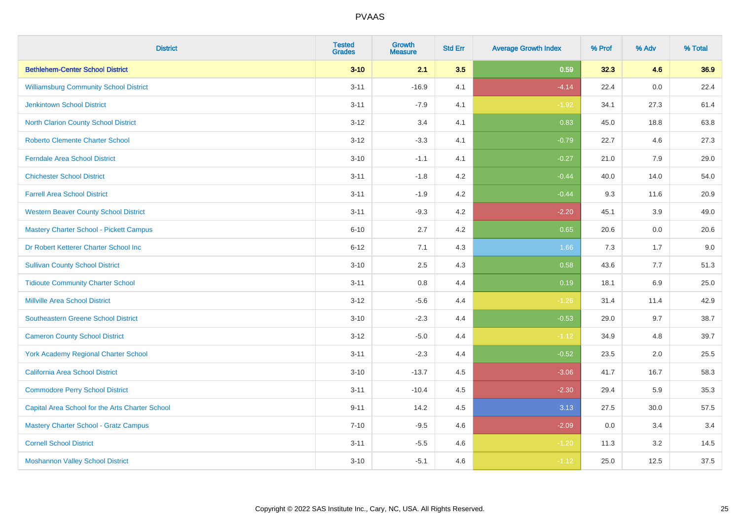| District | Tested Grades | Growth Measure | Std Err | Average Growth Index | % Prof | % Adv | % Total |
|---|---|---|---|---|---|---|---|
| **Bethlehem-Center School District** | **3-10** | **2.1** | **3.5** | **0.59** | **32.3** | **4.6** | **36.9** |
| Williamsburg Community School District | 3-11 | -16.9 | 4.1 | -4.14 | 22.4 | 0.0 | 22.4 |
| Jenkintown School District | 3-11 | -7.9 | 4.1 | -1.92 | 34.1 | 27.3 | 61.4 |
| North Clarion County School District | 3-12 | 3.4 | 4.1 | 0.83 | 45.0 | 18.8 | 63.8 |
| Roberto Clemente Charter School | 3-12 | -3.3 | 4.1 | -0.79 | 22.7 | 4.6 | 27.3 |
| Ferndale Area School District | 3-10 | -1.1 | 4.1 | -0.27 | 21.0 | 7.9 | 29.0 |
| Chichester School District | 3-11 | -1.8 | 4.2 | -0.44 | 40.0 | 14.0 | 54.0 |
| Farrell Area School District | 3-11 | -1.9 | 4.2 | -0.44 | 9.3 | 11.6 | 20.9 |
| Western Beaver County School District | 3-11 | -9.3 | 4.2 | -2.20 | 45.1 | 3.9 | 49.0 |
| Mastery Charter School - Pickett Campus | 6-10 | 2.7 | 4.2 | 0.65 | 20.6 | 0.0 | 20.6 |
| Dr Robert Ketterer Charter School Inc | 6-12 | 7.1 | 4.3 | 1.66 | 7.3 | 1.7 | 9.0 |
| Sullivan County School District | 3-10 | 2.5 | 4.3 | 0.58 | 43.6 | 7.7 | 51.3 |
| Tidioute Community Charter School | 3-11 | 0.8 | 4.4 | 0.19 | 18.1 | 6.9 | 25.0 |
| Millville Area School District | 3-12 | -5.6 | 4.4 | -1.26 | 31.4 | 11.4 | 42.9 |
| Southeastern Greene School District | 3-10 | -2.3 | 4.4 | -0.53 | 29.0 | 9.7 | 38.7 |
| Cameron County School District | 3-12 | -5.0 | 4.4 | -1.12 | 34.9 | 4.8 | 39.7 |
| York Academy Regional Charter School | 3-11 | -2.3 | 4.4 | -0.52 | 23.5 | 2.0 | 25.5 |
| California Area School District | 3-10 | -13.7 | 4.5 | -3.06 | 41.7 | 16.7 | 58.3 |
| Commodore Perry School District | 3-11 | -10.4 | 4.5 | -2.30 | 29.4 | 5.9 | 35.3 |
| Capital Area School for the Arts Charter School | 9-11 | 14.2 | 4.5 | 3.13 | 27.5 | 30.0 | 57.5 |
| Mastery Charter School - Gratz Campus | 7-10 | -9.5 | 4.6 | -2.09 | 0.0 | 3.4 | 3.4 |
| Cornell School District | 3-11 | -5.5 | 4.6 | -1.20 | 11.3 | 3.2 | 14.5 |
| Moshannon Valley School District | 3-10 | -5.1 | 4.6 | -1.12 | 25.0 | 12.5 | 37.5 |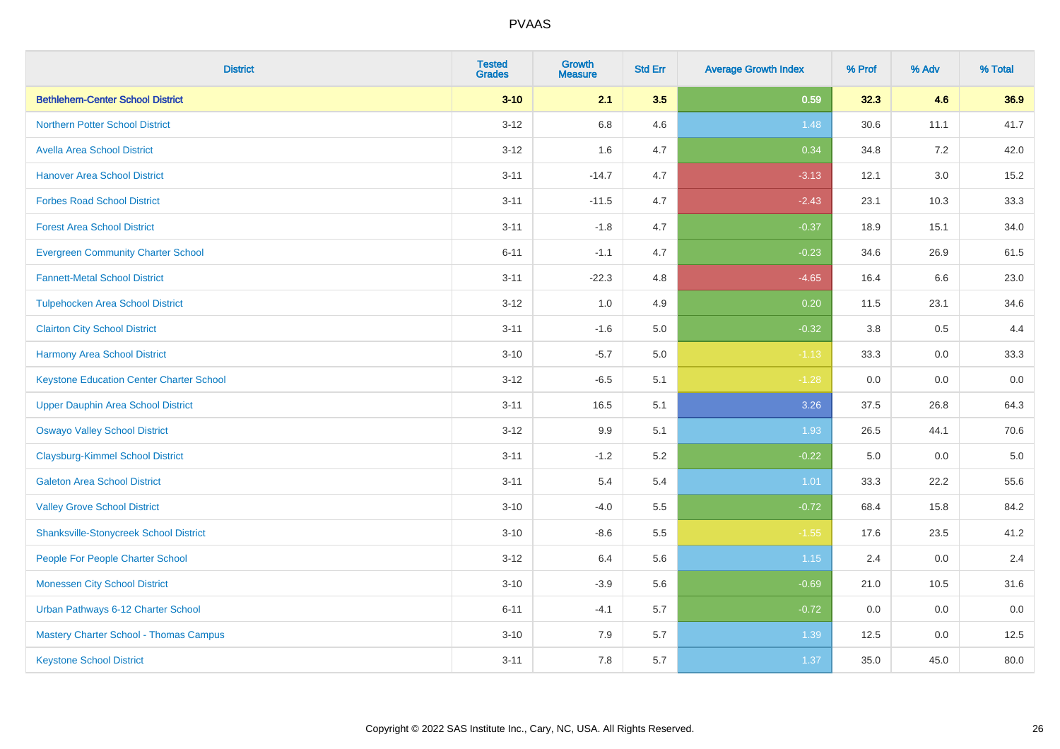| District | Tested Grades | Growth Measure | Std Err | Average Growth Index | % Prof | % Adv | % Total |
|---|---|---|---|---|---|---|---|
| **Bethlehem-Center School District** | **3-10** | **2.1** | **3.5** | **0.59** | **32.3** | **4.6** | **36.9** |
| Northern Potter School District | 3-12 | 6.8 | 4.6 | 1.48 | 30.6 | 11.1 | 41.7 |
| Avella Area School District | 3-12 | 1.6 | 4.7 | 0.34 | 34.8 | 7.2 | 42.0 |
| Hanover Area School District | 3-11 | -14.7 | 4.7 | -3.13 | 12.1 | 3.0 | 15.2 |
| Forbes Road School District | 3-11 | -11.5 | 4.7 | -2.43 | 23.1 | 10.3 | 33.3 |
| Forest Area School District | 3-11 | -1.8 | 4.7 | -0.37 | 18.9 | 15.1 | 34.0 |
| Evergreen Community Charter School | 6-11 | -1.1 | 4.7 | -0.23 | 34.6 | 26.9 | 61.5 |
| Fannett-Metal School District | 3-11 | -22.3 | 4.8 | -4.65 | 16.4 | 6.6 | 23.0 |
| Tulpehocken Area School District | 3-12 | 1.0 | 4.9 | 0.20 | 11.5 | 23.1 | 34.6 |
| Clairton City School District | 3-11 | -1.6 | 5.0 | -0.32 | 3.8 | 0.5 | 4.4 |
| Harmony Area School District | 3-10 | -5.7 | 5.0 | -1.13 | 33.3 | 0.0 | 33.3 |
| Keystone Education Center Charter School | 3-12 | -6.5 | 5.1 | -1.28 | 0.0 | 0.0 | 0.0 |
| Upper Dauphin Area School District | 3-11 | 16.5 | 5.1 | 3.26 | 37.5 | 26.8 | 64.3 |
| Oswayo Valley School District | 3-12 | 9.9 | 5.1 | 1.93 | 26.5 | 44.1 | 70.6 |
| Claysburg-Kimmel School District | 3-11 | -1.2 | 5.2 | -0.22 | 5.0 | 0.0 | 5.0 |
| Galeton Area School District | 3-11 | 5.4 | 5.4 | 1.01 | 33.3 | 22.2 | 55.6 |
| Valley Grove School District | 3-10 | -4.0 | 5.5 | -0.72 | 68.4 | 15.8 | 84.2 |
| Shanksville-Stonycreek School District | 3-10 | -8.6 | 5.5 | -1.55 | 17.6 | 23.5 | 41.2 |
| People For People Charter School | 3-12 | 6.4 | 5.6 | 1.15 | 2.4 | 0.0 | 2.4 |
| Monessen City School District | 3-10 | -3.9 | 5.6 | -0.69 | 21.0 | 10.5 | 31.6 |
| Urban Pathways 6-12 Charter School | 6-11 | -4.1 | 5.7 | -0.72 | 0.0 | 0.0 | 0.0 |
| Mastery Charter School - Thomas Campus | 3-10 | 7.9 | 5.7 | 1.39 | 12.5 | 0.0 | 12.5 |
| Keystone School District | 3-11 | 7.8 | 5.7 | 1.37 | 35.0 | 45.0 | 80.0 |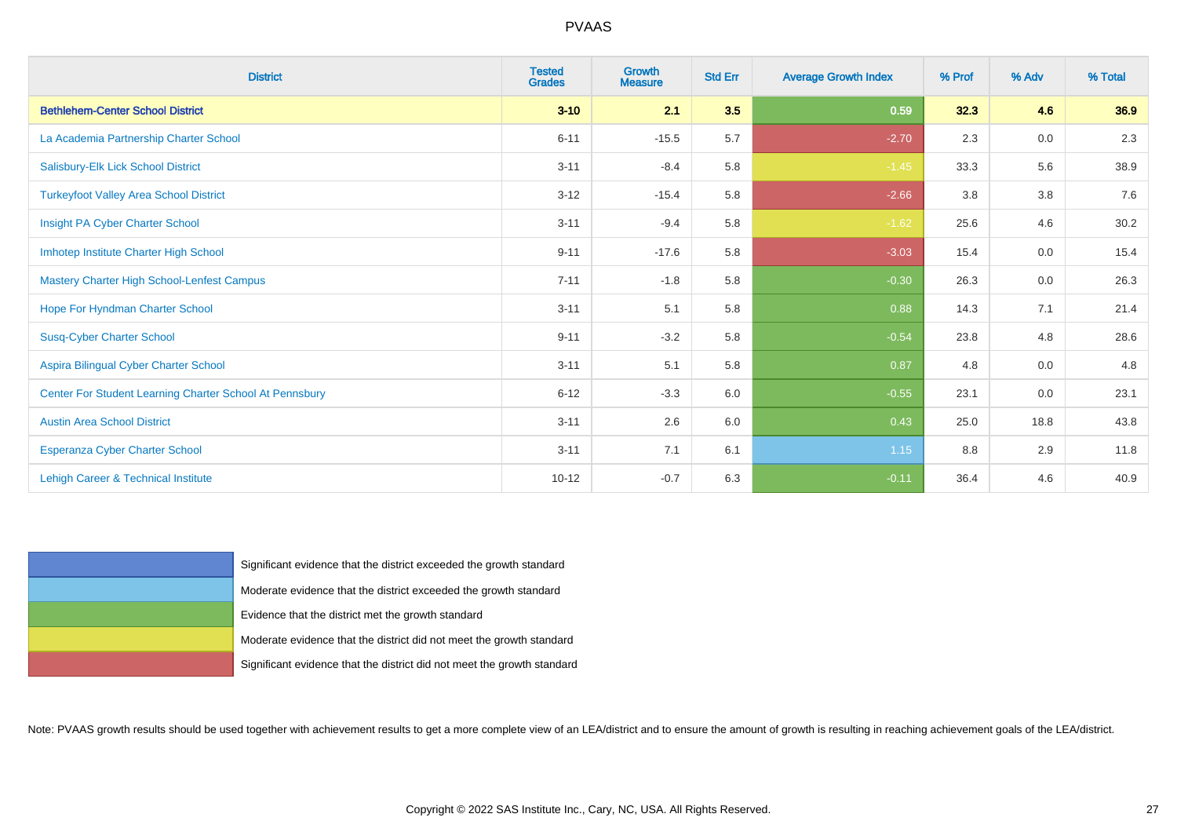# PVAAS

| District | Tested Grades | Growth Measure | Std Err | Average Growth Index | % Prof | % Adv | % Total |
|---|---|---|---|---|---|---|---|
| **Bethlehem-Center School District** | **3-10** | **2.1** | **3.5** | **0.59** | **32.3** | **4.6** | **36.9** |
| La Academia Partnership Charter School | 6-11 | -15.5 | 5.7 | -2.70 | 2.3 | 0.0 | 2.3 |
| Salisbury-Elk Lick School District | 3-11 | -8.4 | 5.8 | -1.45 | 33.3 | 5.6 | 38.9 |
| Turkeyfoot Valley Area School District | 3-12 | -15.4 | 5.8 | -2.66 | 3.8 | 3.8 | 7.6 |
| Insight PA Cyber Charter School | 3-11 | -9.4 | 5.8 | -1.62 | 25.6 | 4.6 | 30.2 |
| Imhotep Institute Charter High School | 9-11 | -17.6 | 5.8 | -3.03 | 15.4 | 0.0 | 15.4 |
| Mastery Charter High School-Lenfest Campus | 7-11 | -1.8 | 5.8 | -0.30 | 26.3 | 0.0 | 26.3 |
| Hope For Hyndman Charter School | 3-11 | 5.1 | 5.8 | 0.88 | 14.3 | 7.1 | 21.4 |
| Susq-Cyber Charter School | 9-11 | -3.2 | 5.8 | -0.54 | 23.8 | 4.8 | 28.6 |
| Aspira Bilingual Cyber Charter School | 3-11 | 5.1 | 5.8 | 0.87 | 4.8 | 0.0 | 4.8 |
| Center For Student Learning Charter School At Pennsbury | 6-12 | -3.3 | 6.0 | -0.55 | 23.1 | 0.0 | 23.1 |
| Austin Area School District | 3-11 | 2.6 | 6.0 | 0.43 | 25.0 | 18.8 | 43.8 |
| Esperanza Cyber Charter School | 3-11 | 7.1 | 6.1 | 1.15 | 8.8 | 2.9 | 11.8 |
| Lehigh Career & Technical Institute | 10-12 | -0.7 | 6.3 | -0.11 | 36.4 | 4.6 | 40.9 |

- Significant evidence that the district exceeded the growth standard
- Moderate evidence that the district exceeded the growth standard
- Evidence that the district met the growth standard
- Moderate evidence that the district did not meet the growth standard
- Significant evidence that the district did not meet the growth standard

Note: PVAAS growth results should be used together with achievement results to get a more complete view of an LEA/district and to ensure the amount of growth is resulting in reaching achievement goals of the LEA/district.

Copyright © 2022 SAS Institute Inc., Cary, NC, USA. All Rights Reserved.